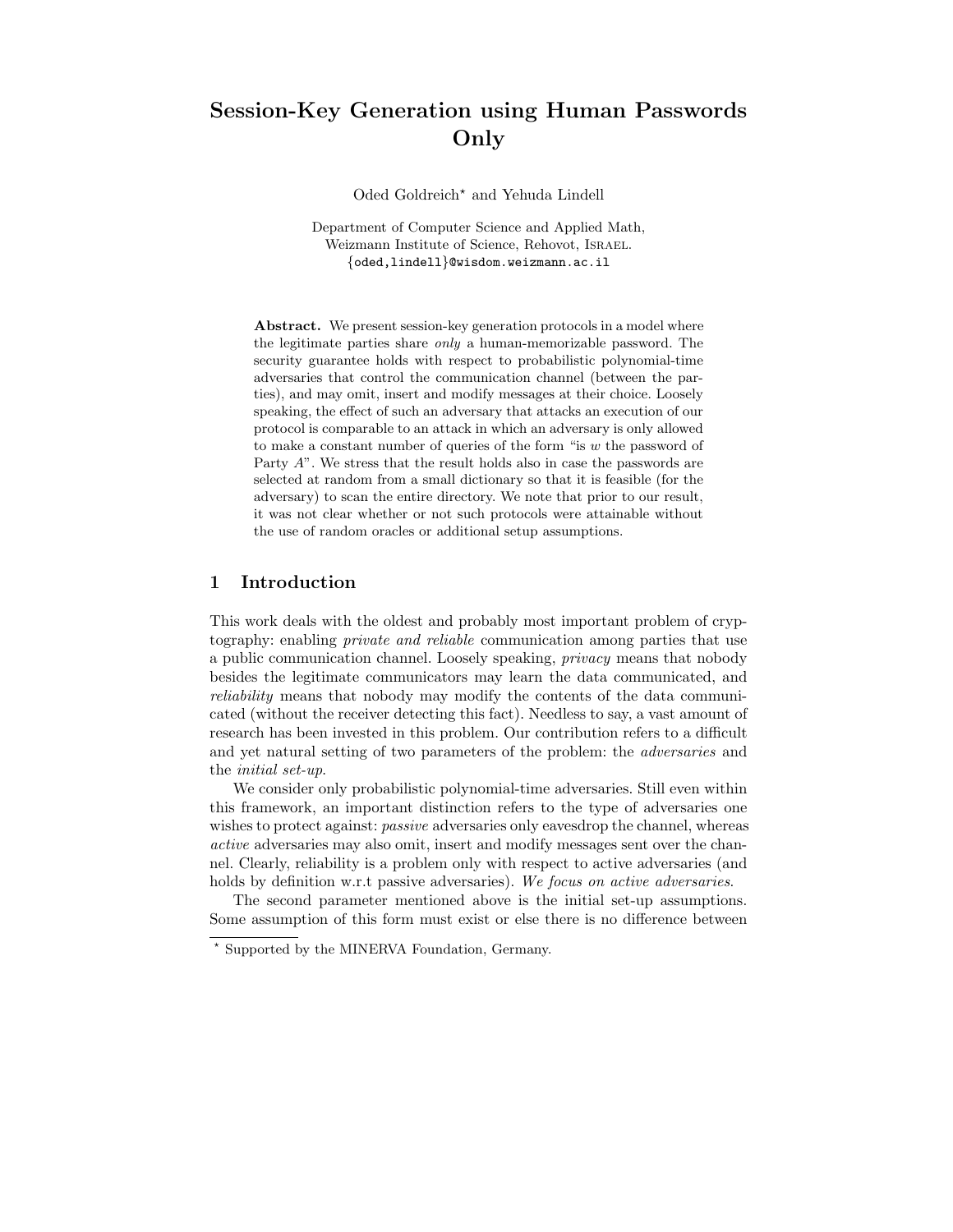# Session-Key Generation using Human Passwords Only

Oded Goldreich[⋆] and Yehuda Lindell

Department of Computer Science and Applied Math,
Weizmann Institute of Science, Rehovot, Israel.
{oded,lindell}@wisdom.weizmann.ac.il

**Abstract.** We present session-key generation protocols in a model where the legitimate parties share *only* a human-memorizable password. The security guarantee holds with respect to probabilistic polynomial-time adversaries that control the communication channel (between the parties), and may omit, insert and modify messages at their choice. Loosely speaking, the effect of such an adversary that attacks an execution of our protocol is comparable to an attack in which an adversary is only allowed to make a constant number of queries of the form "is $w$ the password of Party $A$". We stress that the result holds also in case the passwords are selected at random from a small dictionary so that it is feasible (for the adversary) to scan the entire directory. We note that prior to our result, it was not clear whether or not such protocols were attainable without the use of random oracles or additional setup assumptions.

## 1 Introduction

This work deals with the oldest and probably most important problem of cryptography: enabling *private and reliable* communication among parties that use a public communication channel. Loosely speaking, *privacy* means that nobody besides the legitimate communicators may learn the data communicated, and *reliability* means that nobody may modify the contents of the data communicated (without the receiver detecting this fact). Needless to say, a vast amount of research has been invested in this problem. Our contribution refers to a difficult and yet natural setting of two parameters of the problem: the *adversaries* and the *initial set-up*.

We consider only probabilistic polynomial-time adversaries. Still even within this framework, an important distinction refers to the type of adversaries one wishes to protect against: *passive* adversaries only eavesdrop the channel, whereas *active* adversaries may also omit, insert and modify messages sent over the channel. Clearly, reliability is a problem only with respect to active adversaries (and holds by definition w.r.t passive adversaries). *We focus on active adversaries.*

The second parameter mentioned above is the initial set-up assumptions. Some assumption of this form must exist or else there is no difference between

[⋆] Supported by the MINERVA Foundation, Germany.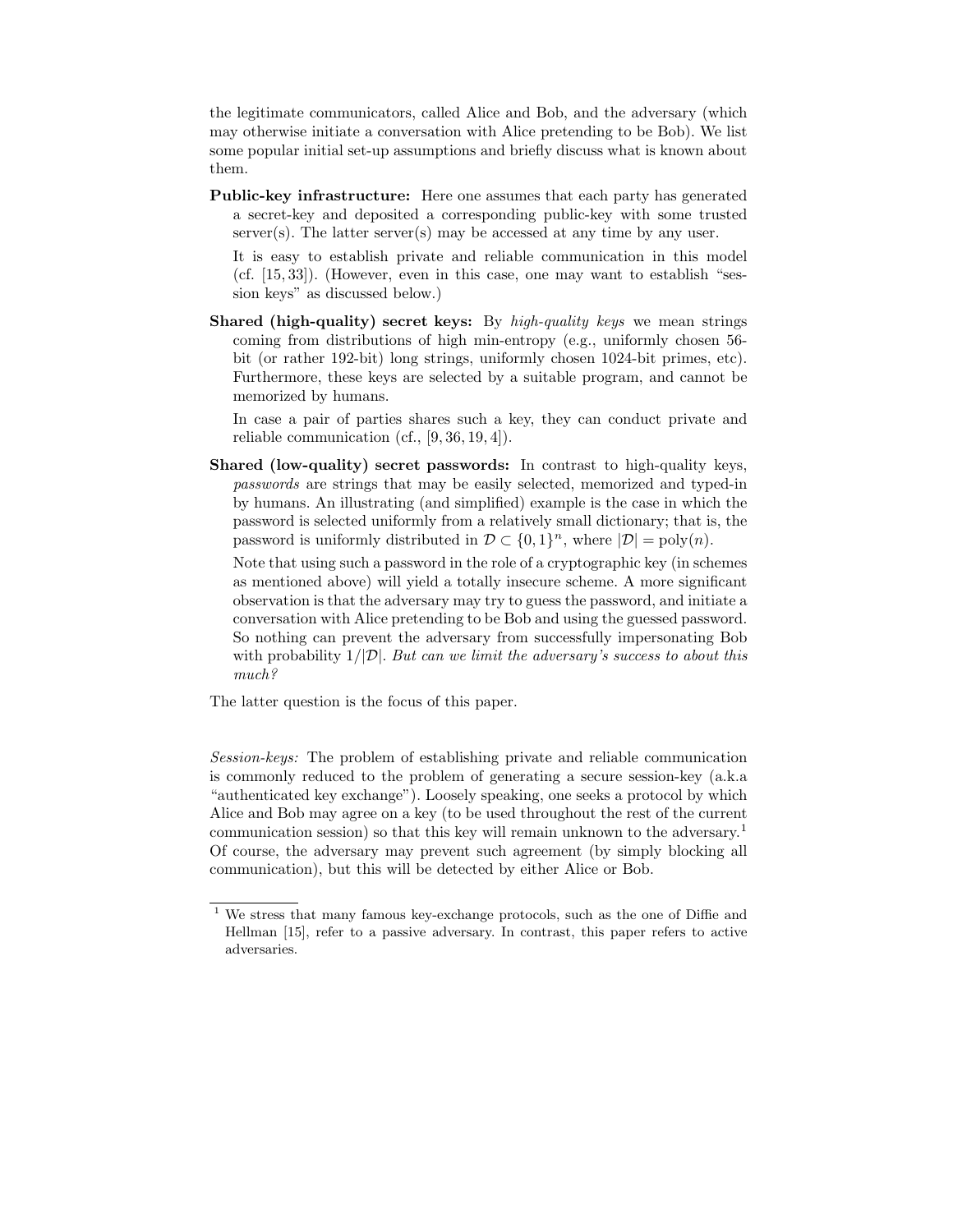the legitimate communicators, called Alice and Bob, and the adversary (which may otherwise initiate a conversation with Alice pretending to be Bob). We list some popular initial set-up assumptions and briefly discuss what is known about them.

**Public-key infrastructure:** Here one assumes that each party has generated a secret-key and deposited a corresponding public-key with some trusted server(s). The latter server(s) may be accessed at any time by any user.

It is easy to establish private and reliable communication in this model (cf. [15, 33]). (However, even in this case, one may want to establish "session keys" as discussed below.)

**Shared (high-quality) secret keys:** By *high-quality keys* we mean strings coming from distributions of high min-entropy (e.g., uniformly chosen 56-bit (or rather 192-bit) long strings, uniformly chosen 1024-bit primes, etc). Furthermore, these keys are selected by a suitable program, and cannot be memorized by humans.

In case a pair of parties shares such a key, they can conduct private and reliable communication (cf., [9, 36, 19, 4]).

**Shared (low-quality) secret passwords:** In contrast to high-quality keys, *passwords* are strings that may be easily selected, memorized and typed-in by humans. An illustrating (and simplified) example is the case in which the password is selected uniformly from a relatively small dictionary; that is, the password is uniformly distributed in $\mathcal{D} \subset \{0,1\}^n$, where $|\mathcal{D}| = \text{poly}(n)$.

Note that using such a password in the role of a cryptographic key (in schemes as mentioned above) will yield a totally insecure scheme. A more significant observation is that the adversary may try to guess the password, and initiate a conversation with Alice pretending to be Bob and using the guessed password. So nothing can prevent the adversary from successfully impersonating Bob with probability $1/|\mathcal{D}|$. *But can we limit the adversary's success to about this much?*

The latter question is the focus of this paper.

*Session-keys:* The problem of establishing private and reliable communication is commonly reduced to the problem of generating a secure session-key (a.k.a "authenticated key exchange"). Loosely speaking, one seeks a protocol by which Alice and Bob may agree on a key (to be used throughout the rest of the current communication session) so that this key will remain unknown to the adversary.[1] Of course, the adversary may prevent such agreement (by simply blocking all communication), but this will be detected by either Alice or Bob.

[1] We stress that many famous key-exchange protocols, such as the one of Diffie and Hellman [15], refer to a passive adversary. In contrast, this paper refers to active adversaries.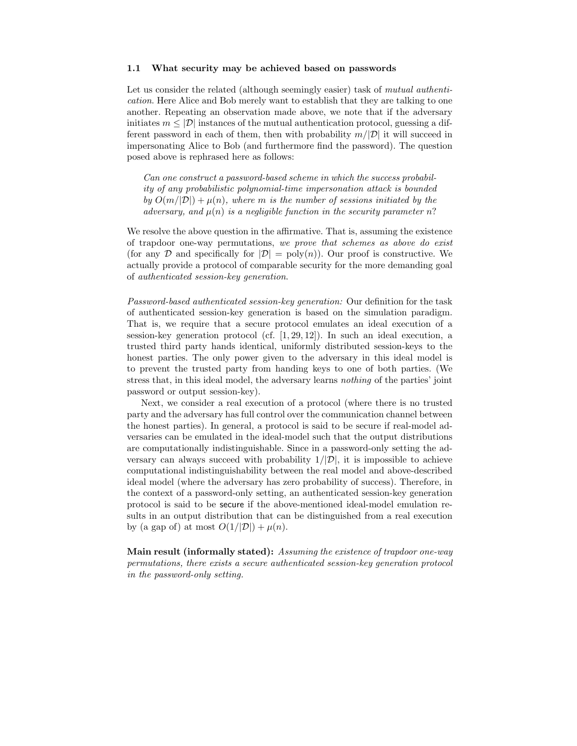### 1.1 What security may be achieved based on passwords

Let us consider the related (although seemingly easier) task of *mutual authentication*. Here Alice and Bob merely want to establish that they are talking to one another. Repeating an observation made above, we note that if the adversary initiates $m \leq |\mathcal{D}|$ instances of the mutual authentication protocol, guessing a different password in each of them, then with probability $m/|\mathcal{D}|$ it will succeed in impersonating Alice to Bob (and furthermore find the password). The question posed above is rephrased here as follows:

> *Can one construct a password-based scheme in which the success probability of any probabilistic polynomial-time impersonation attack is bounded by $O(m/|\mathcal{D}|) + \mu(n)$, where $m$ is the number of sessions initiated by the adversary, and $\mu(n)$ is a negligible function in the security parameter $n$?*

We resolve the above question in the affirmative. That is, assuming the existence of trapdoor one-way permutations, *we prove that schemes as above do exist* (for any $\mathcal{D}$ and specifically for $|\mathcal{D}| = \text{poly}(n)$). Our proof is constructive. We actually provide a protocol of comparable security for the more demanding goal of *authenticated session-key generation*.

*Password-based authenticated session-key generation:* Our definition for the task of authenticated session-key generation is based on the simulation paradigm. That is, we require that a secure protocol emulates an ideal execution of a session-key generation protocol (cf. [1, 29, 12]). In such an ideal execution, a trusted third party hands identical, uniformly distributed session-keys to the honest parties. The only power given to the adversary in this ideal model is to prevent the trusted party from handing keys to one of both parties. (We stress that, in this ideal model, the adversary learns *nothing* of the parties' joint password or output session-key).

Next, we consider a real execution of a protocol (where there is no trusted party and the adversary has full control over the communication channel between the honest parties). In general, a protocol is said to be secure if real-model adversaries can be emulated in the ideal-model such that the output distributions are computationally indistinguishable. Since in a password-only setting the adversary can always succeed with probability $1/|\mathcal{D}|$, it is impossible to achieve computational indistinguishability between the real model and above-described ideal model (where the adversary has zero probability of success). Therefore, in the context of a password-only setting, an authenticated session-key generation protocol is said to be secure if the above-mentioned ideal-model emulation results in an output distribution that can be distinguished from a real execution by (a gap of) at most $O(1/|\mathcal{D}|) + \mu(n)$.

**Main result (informally stated):** *Assuming the existence of trapdoor one-way permutations, there exists a secure authenticated session-key generation protocol in the password-only setting.*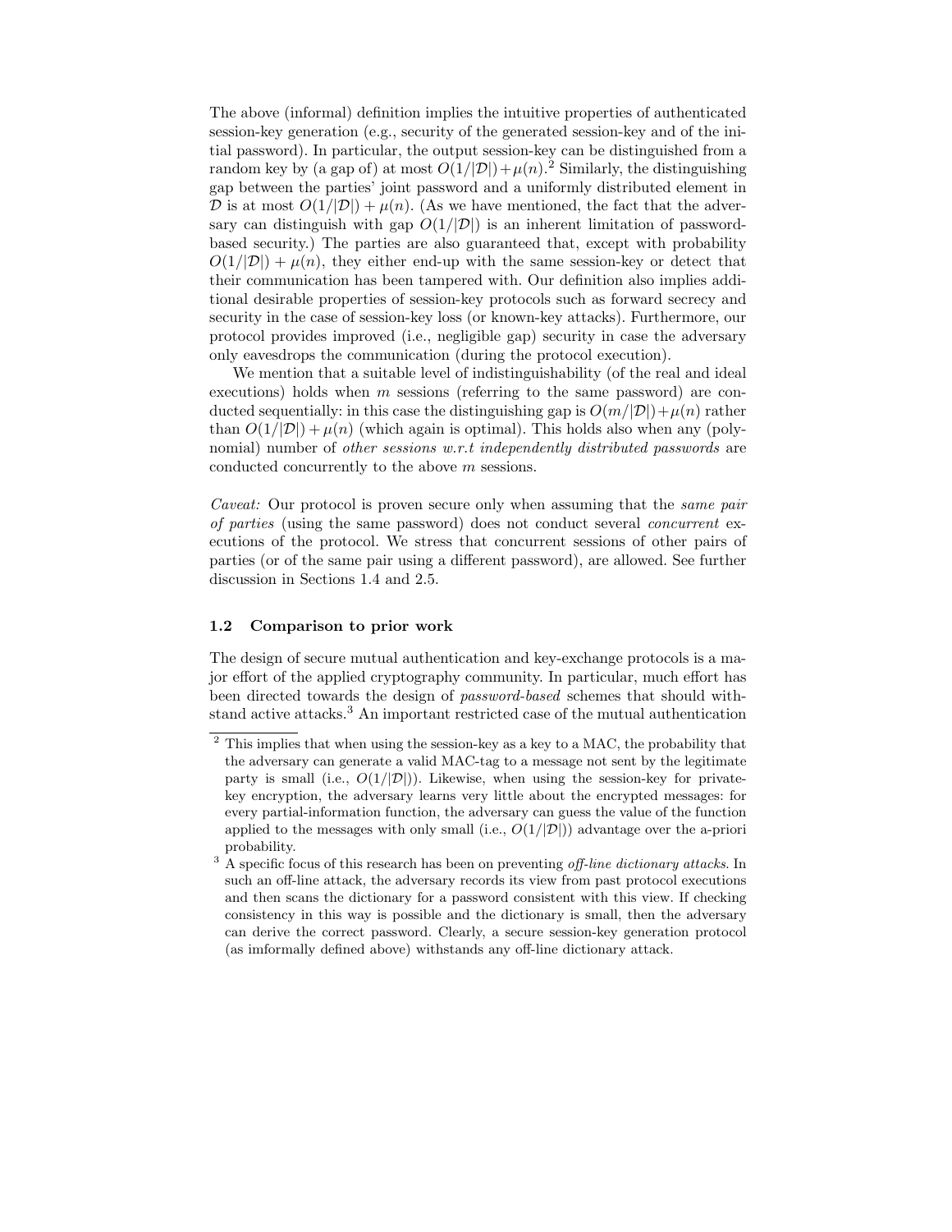The above (informal) definition implies the intuitive properties of authenticated session-key generation (e.g., security of the generated session-key and of the initial password). In particular, the output session-key can be distinguished from a random key by (a gap of) at most $O(1/|\mathcal{D}|)+\mu(n)$.[2] Similarly, the distinguishing gap between the parties' joint password and a uniformly distributed element in $\mathcal{D}$ is at most $O(1/|\mathcal{D}|) + \mu(n)$. (As we have mentioned, the fact that the adversary can distinguish with gap $O(1/|\mathcal{D}|)$ is an inherent limitation of password-based security.) The parties are also guaranteed that, except with probability $O(1/|\mathcal{D}|) + \mu(n)$, they either end-up with the same session-key or detect that their communication has been tampered with. Our definition also implies additional desirable properties of session-key protocols such as forward secrecy and security in the case of session-key loss (or known-key attacks). Furthermore, our protocol provides improved (i.e., negligible gap) security in case the adversary only eavesdrops the communication (during the protocol execution).

We mention that a suitable level of indistinguishability (of the real and ideal executions) holds when $m$ sessions (referring to the same password) are conducted sequentially: in this case the distinguishing gap is $O(m/|\mathcal{D}|)+\mu(n)$ rather than $O(1/|\mathcal{D}|) + \mu(n)$ (which again is optimal). This holds also when any (polynomial) number of *other sessions w.r.t independently distributed passwords* are conducted concurrently to the above $m$ sessions.

*Caveat:* Our protocol is proven secure only when assuming that the *same pair of parties* (using the same password) does not conduct several *concurrent* executions of the protocol. We stress that concurrent sessions of other pairs of parties (or of the same pair using a different password), are allowed. See further discussion in Sections 1.4 and 2.5.

### 1.2 Comparison to prior work

The design of secure mutual authentication and key-exchange protocols is a major effort of the applied cryptography community. In particular, much effort has been directed towards the design of *password-based* schemes that should withstand active attacks.[3] An important restricted case of the mutual authentication

---

[2] This implies that when using the session-key as a key to a MAC, the probability that the adversary can generate a valid MAC-tag to a message not sent by the legitimate party is small (i.e., $O(1/|\mathcal{D}|)$). Likewise, when using the session-key for private-key encryption, the adversary learns very little about the encrypted messages: for every partial-information function, the adversary can guess the value of the function applied to the messages with only small (i.e., $O(1/|\mathcal{D}|)$) advantage over the a-priori probability.

[3] A specific focus of this research has been on preventing *off-line dictionary attacks*. In such an off-line attack, the adversary records its view from past protocol executions and then scans the dictionary for a password consistent with this view. If checking consistency in this way is possible and the dictionary is small, then the adversary can derive the correct password. Clearly, a secure session-key generation protocol (as imformally defined above) withstands any off-line dictionary attack.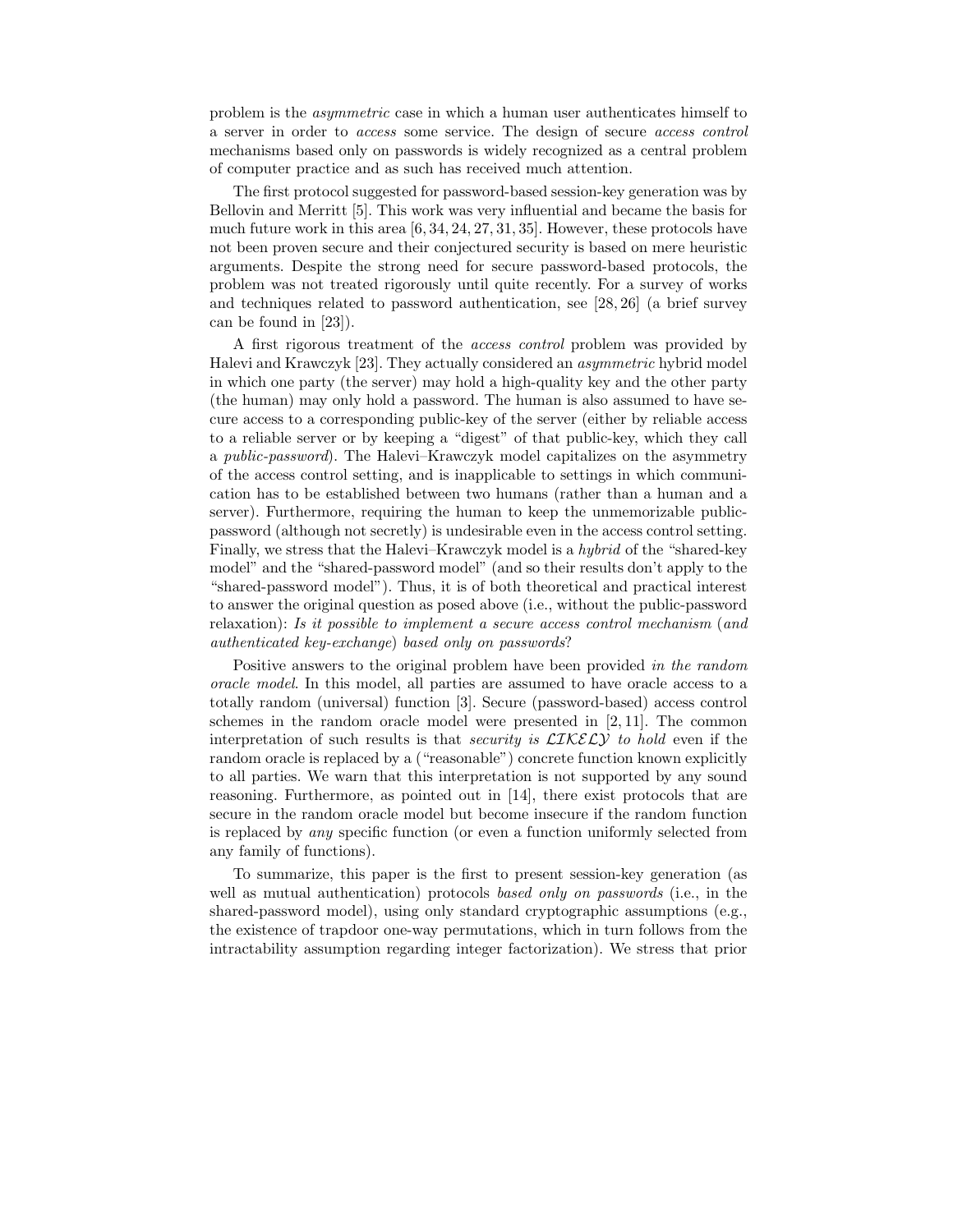problem is the *asymmetric* case in which a human user authenticates himself to a server in order to *access* some service. The design of secure *access control* mechanisms based only on passwords is widely recognized as a central problem of computer practice and as such has received much attention.

The first protocol suggested for password-based session-key generation was by Bellovin and Merritt [5]. This work was very influential and became the basis for much future work in this area [6, 34, 24, 27, 31, 35]. However, these protocols have not been proven secure and their conjectured security is based on mere heuristic arguments. Despite the strong need for secure password-based protocols, the problem was not treated rigorously until quite recently. For a survey of works and techniques related to password authentication, see [28, 26] (a brief survey can be found in [23]).

A first rigorous treatment of the *access control* problem was provided by Halevi and Krawczyk [23]. They actually considered an *asymmetric* hybrid model in which one party (the server) may hold a high-quality key and the other party (the human) may only hold a password. The human is also assumed to have secure access to a corresponding public-key of the server (either by reliable access to a reliable server or by keeping a "digest" of that public-key, which they call a *public-password*). The Halevi–Krawczyk model capitalizes on the asymmetry of the access control setting, and is inapplicable to settings in which communication has to be established between two humans (rather than a human and a server). Furthermore, requiring the human to keep the unmemorizable public-password (although not secretly) is undesirable even in the access control setting. Finally, we stress that the Halevi–Krawczyk model is a *hybrid* of the "shared-key model" and the "shared-password model" (and so their results don't apply to the "shared-password model"). Thus, it is of both theoretical and practical interest to answer the original question as posed above (i.e., without the public-password relaxation): *Is it possible to implement a secure access control mechanism* (*and authenticated key-exchange*) *based only on passwords*?

Positive answers to the original problem have been provided *in the random oracle model*. In this model, all parties are assumed to have oracle access to a totally random (universal) function [3]. Secure (password-based) access control schemes in the random oracle model were presented in [2, 11]. The common interpretation of such results is that *security is $\mathcal{LIKELY}$ to hold* even if the random oracle is replaced by a ("reasonable") concrete function known explicitly to all parties. We warn that this interpretation is not supported by any sound reasoning. Furthermore, as pointed out in [14], there exist protocols that are secure in the random oracle model but become insecure if the random function is replaced by *any* specific function (or even a function uniformly selected from any family of functions).

To summarize, this paper is the first to present session-key generation (as well as mutual authentication) protocols *based only on passwords* (i.e., in the shared-password model), using only standard cryptographic assumptions (e.g., the existence of trapdoor one-way permutations, which in turn follows from the intractability assumption regarding integer factorization). We stress that prior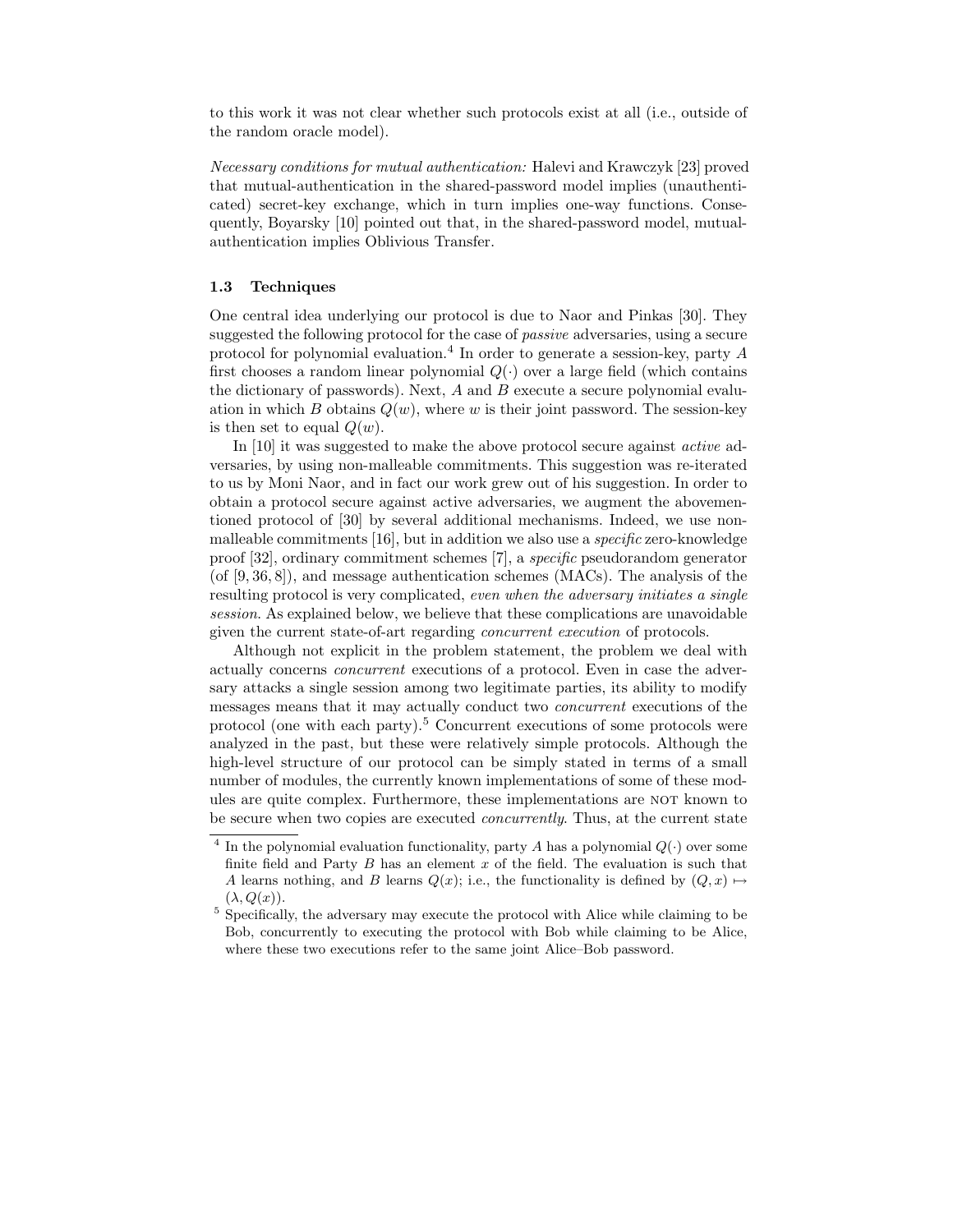to this work it was not clear whether such protocols exist at all (i.e., outside of the random oracle model).

*Necessary conditions for mutual authentication:* Halevi and Krawczyk [23] proved that mutual-authentication in the shared-password model implies (unauthenticated) secret-key exchange, which in turn implies one-way functions. Consequently, Boyarsky [10] pointed out that, in the shared-password model, mutual-authentication implies Oblivious Transfer.

### 1.3 Techniques

One central idea underlying our protocol is due to Naor and Pinkas [30]. They suggested the following protocol for the case of *passive* adversaries, using a secure protocol for polynomial evaluation.[4] In order to generate a session-key, party $A$ first chooses a random linear polynomial $Q(\cdot)$ over a large field (which contains the dictionary of passwords). Next, $A$ and $B$ execute a secure polynomial evaluation in which $B$ obtains $Q(w)$, where $w$ is their joint password. The session-key is then set to equal $Q(w)$.

In [10] it was suggested to make the above protocol secure against *active* adversaries, by using non-malleable commitments. This suggestion was re-iterated to us by Moni Naor, and in fact our work grew out of his suggestion. In order to obtain a protocol secure against active adversaries, we augment the abovementioned protocol of [30] by several additional mechanisms. Indeed, we use non-malleable commitments [16], but in addition we also use a *specific* zero-knowledge proof [32], ordinary commitment schemes [7], a *specific* pseudorandom generator (of [9, 36, 8]), and message authentication schemes (MACs). The analysis of the resulting protocol is very complicated, *even when the adversary initiates a single session*. As explained below, we believe that these complications are unavoidable given the current state-of-art regarding *concurrent execution* of protocols.

Although not explicit in the problem statement, the problem we deal with actually concerns *concurrent* executions of a protocol. Even in case the adversary attacks a single session among two legitimate parties, its ability to modify messages means that it may actually conduct two *concurrent* executions of the protocol (one with each party).[5] Concurrent executions of some protocols were analyzed in the past, but these were relatively simple protocols. Although the high-level structure of our protocol can be simply stated in terms of a small number of modules, the currently known implementations of some of these modules are quite complex. Furthermore, these implementations are NOT known to be secure when two copies are executed *concurrently*. Thus, at the current state

---

[4] In the polynomial evaluation functionality, party $A$ has a polynomial $Q(\cdot)$ over some finite field and Party $B$ has an element $x$ of the field. The evaluation is such that $A$ learns nothing, and $B$ learns $Q(x)$; i.e., the functionality is defined by $(Q, x) \mapsto (\lambda, Q(x))$.

[5] Specifically, the adversary may execute the protocol with Alice while claiming to be Bob, concurrently to executing the protocol with Bob while claiming to be Alice, where these two executions refer to the same joint Alice–Bob password.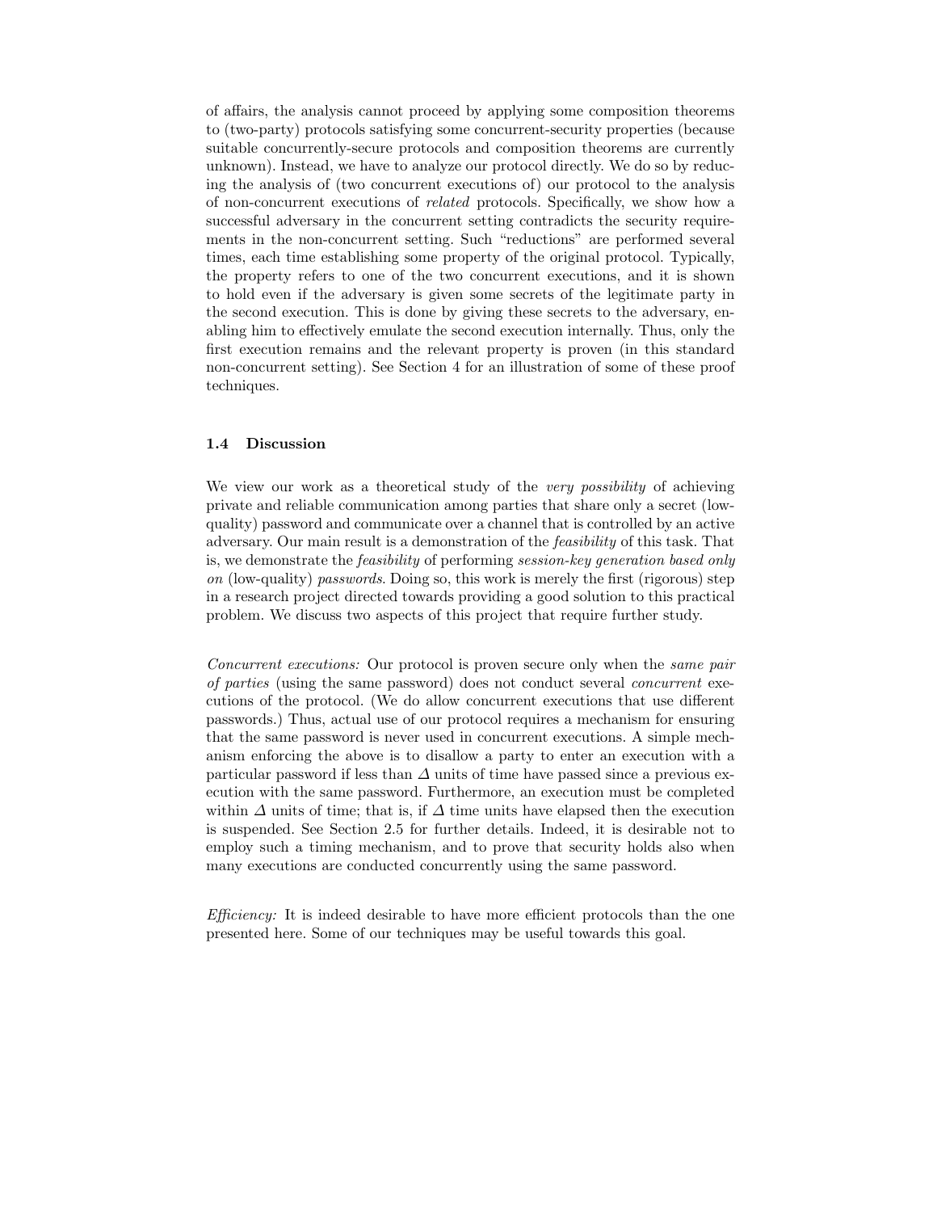of affairs, the analysis cannot proceed by applying some composition theorems to (two-party) protocols satisfying some concurrent-security properties (because suitable concurrently-secure protocols and composition theorems are currently unknown). Instead, we have to analyze our protocol directly. We do so by reducing the analysis of (two concurrent executions of) our protocol to the analysis of non-concurrent executions of *related* protocols. Specifically, we show how a successful adversary in the concurrent setting contradicts the security requirements in the non-concurrent setting. Such "reductions" are performed several times, each time establishing some property of the original protocol. Typically, the property refers to one of the two concurrent executions, and it is shown to hold even if the adversary is given some secrets of the legitimate party in the second execution. This is done by giving these secrets to the adversary, enabling him to effectively emulate the second execution internally. Thus, only the first execution remains and the relevant property is proven (in this standard non-concurrent setting). See Section 4 for an illustration of some of these proof techniques.

### 1.4 Discussion

We view our work as a theoretical study of the *very possibility* of achieving private and reliable communication among parties that share only a secret (low-quality) password and communicate over a channel that is controlled by an active adversary. Our main result is a demonstration of the *feasibility* of this task. That is, we demonstrate the *feasibility* of performing *session-key generation based only on* (low-quality) *passwords*. Doing so, this work is merely the first (rigorous) step in a research project directed towards providing a good solution to this practical problem. We discuss two aspects of this project that require further study.

*Concurrent executions:* Our protocol is proven secure only when the *same pair of parties* (using the same password) does not conduct several *concurrent* executions of the protocol. (We do allow concurrent executions that use different passwords.) Thus, actual use of our protocol requires a mechanism for ensuring that the same password is never used in concurrent executions. A simple mechanism enforcing the above is to disallow a party to enter an execution with a particular password if less than $\Delta$ units of time have passed since a previous execution with the same password. Furthermore, an execution must be completed within $\Delta$ units of time; that is, if $\Delta$ time units have elapsed then the execution is suspended. See Section 2.5 for further details. Indeed, it is desirable not to employ such a timing mechanism, and to prove that security holds also when many executions are conducted concurrently using the same password.

*Efficiency:* It is indeed desirable to have more efficient protocols than the one presented here. Some of our techniques may be useful towards this goal.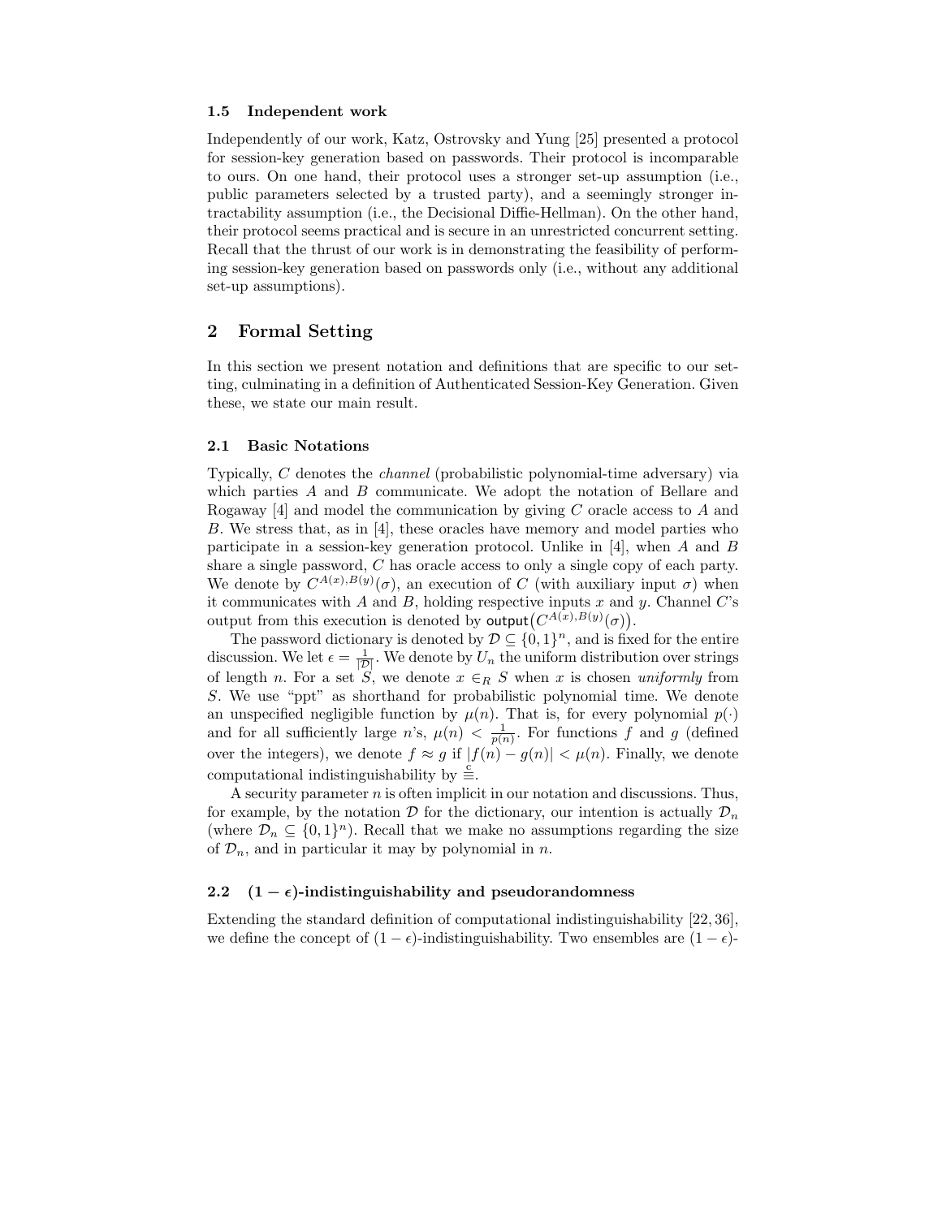### 1.5 Independent work

Independently of our work, Katz, Ostrovsky and Yung [25] presented a protocol for session-key generation based on passwords. Their protocol is incomparable to ours. On one hand, their protocol uses a stronger set-up assumption (i.e., public parameters selected by a trusted party), and a seemingly stronger intractability assumption (i.e., the Decisional Diffie-Hellman). On the other hand, their protocol seems practical and is secure in an unrestricted concurrent setting. Recall that the thrust of our work is in demonstrating the feasibility of performing session-key generation based on passwords only (i.e., without any additional set-up assumptions).

## 2 Formal Setting

In this section we present notation and definitions that are specific to our setting, culminating in a definition of Authenticated Session-Key Generation. Given these, we state our main result.

### 2.1 Basic Notations

Typically, $C$ denotes the *channel* (probabilistic polynomial-time adversary) via which parties $A$ and $B$ communicate. We adopt the notation of Bellare and Rogaway [4] and model the communication by giving $C$ oracle access to $A$ and $B$. We stress that, as in [4], these oracles have memory and model parties who participate in a session-key generation protocol. Unlike in [4], when $A$ and $B$ share a single password, $C$ has oracle access to only a single copy of each party. We denote by $C^{A(x),B(y)}(\sigma)$, an execution of $C$ (with auxiliary input $\sigma$) when it communicates with $A$ and $B$, holding respective inputs $x$ and $y$. Channel $C$'s output from this execution is denoted by $\mathsf{output}\big(C^{A(x),B(y)}(\sigma)\big)$.

The password dictionary is denoted by $\mathcal{D} \subseteq \{0,1\}^n$, and is fixed for the entire discussion. We let $\epsilon = \frac{1}{|\mathcal{D}|}$. We denote by $U_n$ the uniform distribution over strings of length $n$. For a set $S$, we denote $x \in_R S$ when $x$ is chosen *uniformly* from $S$. We use "ppt" as shorthand for probabilistic polynomial time. We denote an unspecified negligible function by $\mu(n)$. That is, for every polynomial $p(\cdot)$ and for all sufficiently large $n$'s, $\mu(n) < \frac{1}{p(n)}$. For functions $f$ and $g$ (defined over the integers), we denote $f \approx g$ if $|f(n) - g(n)| < \mu(n)$. Finally, we denote computational indistinguishability by $\stackrel{\rm c}{\equiv}$.

A security parameter $n$ is often implicit in our notation and discussions. Thus, for example, by the notation $\mathcal{D}$ for the dictionary, our intention is actually $\mathcal{D}_n$ (where $\mathcal{D}_n \subseteq \{0,1\}^n$). Recall that we make no assumptions regarding the size of $\mathcal{D}_n$, and in particular it may by polynomial in $n$.

### 2.2 $(1-\epsilon)$-indistinguishability and pseudorandomness

Extending the standard definition of computational indistinguishability [22, 36], we define the concept of $(1-\epsilon)$-indistinguishability. Two ensembles are $(1-\epsilon)$-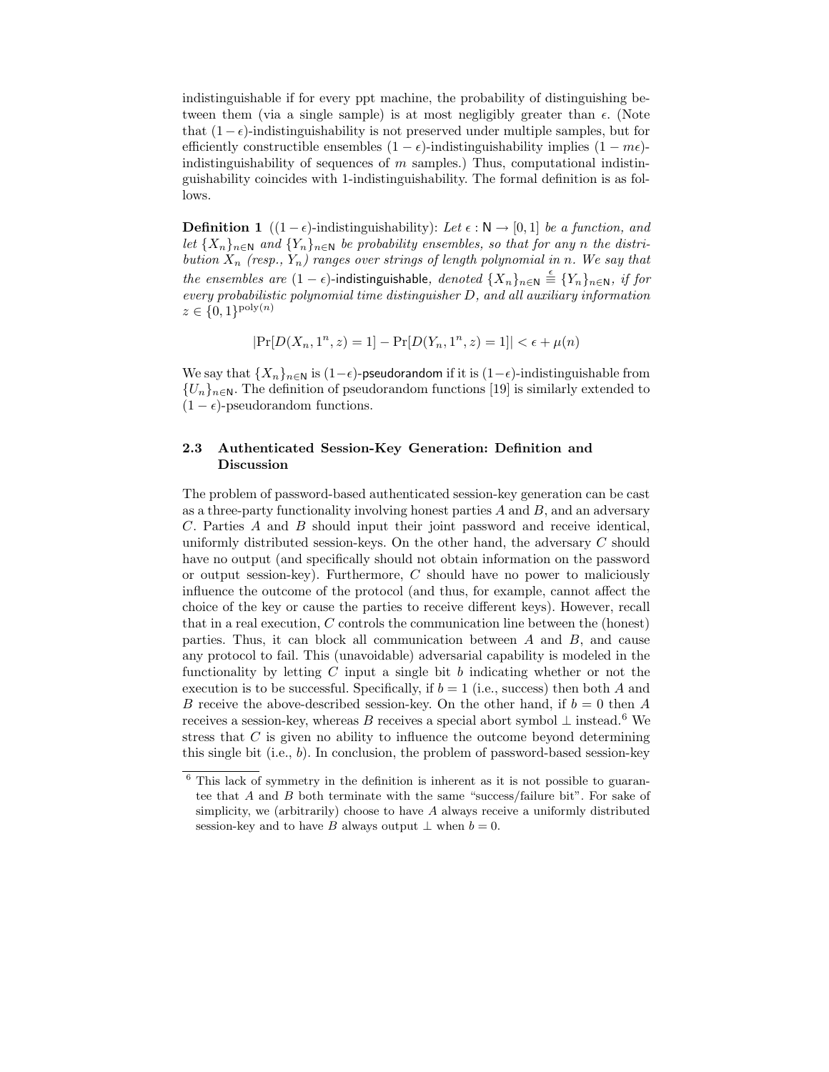indistinguishable if for every ppt machine, the probability of distinguishing between them (via a single sample) is at most negligibly greater than $\epsilon$. (Note that $(1-\epsilon)$-indistinguishability is not preserved under multiple samples, but for efficiently constructible ensembles $(1-\epsilon)$-indistinguishability implies $(1-m\epsilon)$-indistinguishability of sequences of $m$ samples.) Thus, computational indistinguishability coincides with 1-indistinguishability. The formal definition is as follows.

**Definition 1** ($(1-\epsilon)$-indistinguishability): *Let $\epsilon : \mathsf{N} \to [0,1]$ be a function, and let $\{X_n\}_{n\in\mathsf{N}}$ and $\{Y_n\}_{n\in\mathsf{N}}$ be probability ensembles, so that for any $n$ the distribution $X_n$ (resp., $Y_n$) ranges over strings of length polynomial in $n$. We say that the ensembles are $(1-\epsilon)$-indistinguishable, denoted $\{X_n\}_{n\in\mathsf{N}} \stackrel{\epsilon}{\equiv} \{Y_n\}_{n\in\mathsf{N}}$, if for every probabilistic polynomial time distinguisher $D$, and all auxiliary information $z \in \{0,1\}^{\mathrm{poly}(n)}$*

$$|\Pr[D(X_n, 1^n, z) = 1] - \Pr[D(Y_n, 1^n, z) = 1]| < \epsilon + \mu(n)$$

We say that $\{X_n\}_{n\in\mathsf{N}}$ is $(1-\epsilon)$-pseudorandom if it is $(1-\epsilon)$-indistinguishable from $\{U_n\}_{n\in\mathsf{N}}$. The definition of pseudorandom functions [19] is similarly extended to $(1-\epsilon)$-pseudorandom functions.

### 2.3 Authenticated Session-Key Generation: Definition and Discussion

The problem of password-based authenticated session-key generation can be cast as a three-party functionality involving honest parties $A$ and $B$, and an adversary $C$. Parties $A$ and $B$ should input their joint password and receive identical, uniformly distributed session-keys. On the other hand, the adversary $C$ should have no output (and specifically should not obtain information on the password or output session-key). Furthermore, $C$ should have no power to maliciously influence the outcome of the protocol (and thus, for example, cannot affect the choice of the key or cause the parties to receive different keys). However, recall that in a real execution, $C$ controls the communication line between the (honest) parties. Thus, it can block all communication between $A$ and $B$, and cause any protocol to fail. This (unavoidable) adversarial capability is modeled in the functionality by letting $C$ input a single bit $b$ indicating whether or not the execution is to be successful. Specifically, if $b = 1$ (i.e., success) then both $A$ and $B$ receive the above-described session-key. On the other hand, if $b = 0$ then $A$ receives a session-key, whereas $B$ receives a special abort symbol $\perp$ instead.[6] We stress that $C$ is given no ability to influence the outcome beyond determining this single bit (i.e., $b$). In conclusion, the problem of password-based session-key

---

[6] This lack of symmetry in the definition is inherent as it is not possible to guarantee that $A$ and $B$ both terminate with the same "success/failure bit". For sake of simplicity, we (arbitrarily) choose to have $A$ always receive a uniformly distributed session-key and to have $B$ always output $\perp$ when $b = 0$.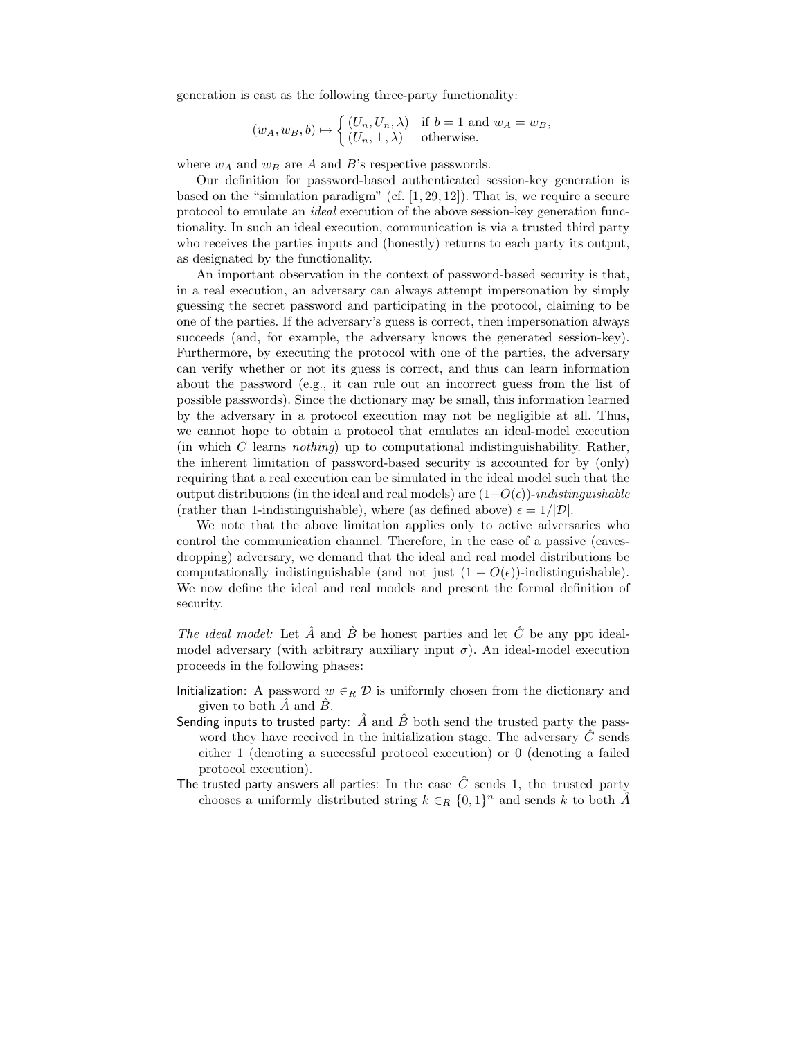generation is cast as the following three-party functionality:

$$(w_A, w_B, b) \mapsto \begin{cases} (U_n, U_n, \lambda) & \text{if } b = 1 \text{ and } w_A = w_B, \\ (U_n, \perp, \lambda) & \text{otherwise.} \end{cases}$$

where $w_A$ and $w_B$ are $A$ and $B$'s respective passwords.

Our definition for password-based authenticated session-key generation is based on the "simulation paradigm" (cf. [1, 29, 12]). That is, we require a secure protocol to emulate an *ideal* execution of the above session-key generation functionality. In such an ideal execution, communication is via a trusted third party who receives the parties inputs and (honestly) returns to each party its output, as designated by the functionality.

An important observation in the context of password-based security is that, in a real execution, an adversary can always attempt impersonation by simply guessing the secret password and participating in the protocol, claiming to be one of the parties. If the adversary's guess is correct, then impersonation always succeeds (and, for example, the adversary knows the generated session-key). Furthermore, by executing the protocol with one of the parties, the adversary can verify whether or not its guess is correct, and thus can learn information about the password (e.g., it can rule out an incorrect guess from the list of possible passwords). Since the dictionary may be small, this information learned by the adversary in a protocol execution may not be negligible at all. Thus, we cannot hope to obtain a protocol that emulates an ideal-model execution (in which $C$ learns *nothing*) up to computational indistinguishability. Rather, the inherent limitation of password-based security is accounted for by (only) requiring that a real execution can be simulated in the ideal model such that the output distributions (in the ideal and real models) are $(1-O(\epsilon))$-*indistinguishable* (rather than 1-indistinguishable), where (as defined above) $\epsilon = 1/|\mathcal{D}|$.

We note that the above limitation applies only to active adversaries who control the communication channel. Therefore, in the case of a passive (eavesdropping) adversary, we demand that the ideal and real model distributions be computationally indistinguishable (and not just $(1 - O(\epsilon))$-indistinguishable). We now define the ideal and real models and present the formal definition of security.

*The ideal model:* Let $\hat{A}$ and $\hat{B}$ be honest parties and let $\hat{C}$ be any ppt ideal-model adversary (with arbitrary auxiliary input $\sigma$). An ideal-model execution proceeds in the following phases:

- Initialization: A password $w \in_R \mathcal{D}$ is uniformly chosen from the dictionary and given to both $\hat{A}$ and $\hat{B}$.
- Sending inputs to trusted party: $\hat{A}$ and $\hat{B}$ both send the trusted party the password they have received in the initialization stage. The adversary $\hat{C}$ sends either 1 (denoting a successful protocol execution) or 0 (denoting a failed protocol execution).
- The trusted party answers all parties: In the case $\hat{C}$ sends 1, the trusted party chooses a uniformly distributed string $k \in_R \{0,1\}^n$ and sends $k$ to both $\hat{A}$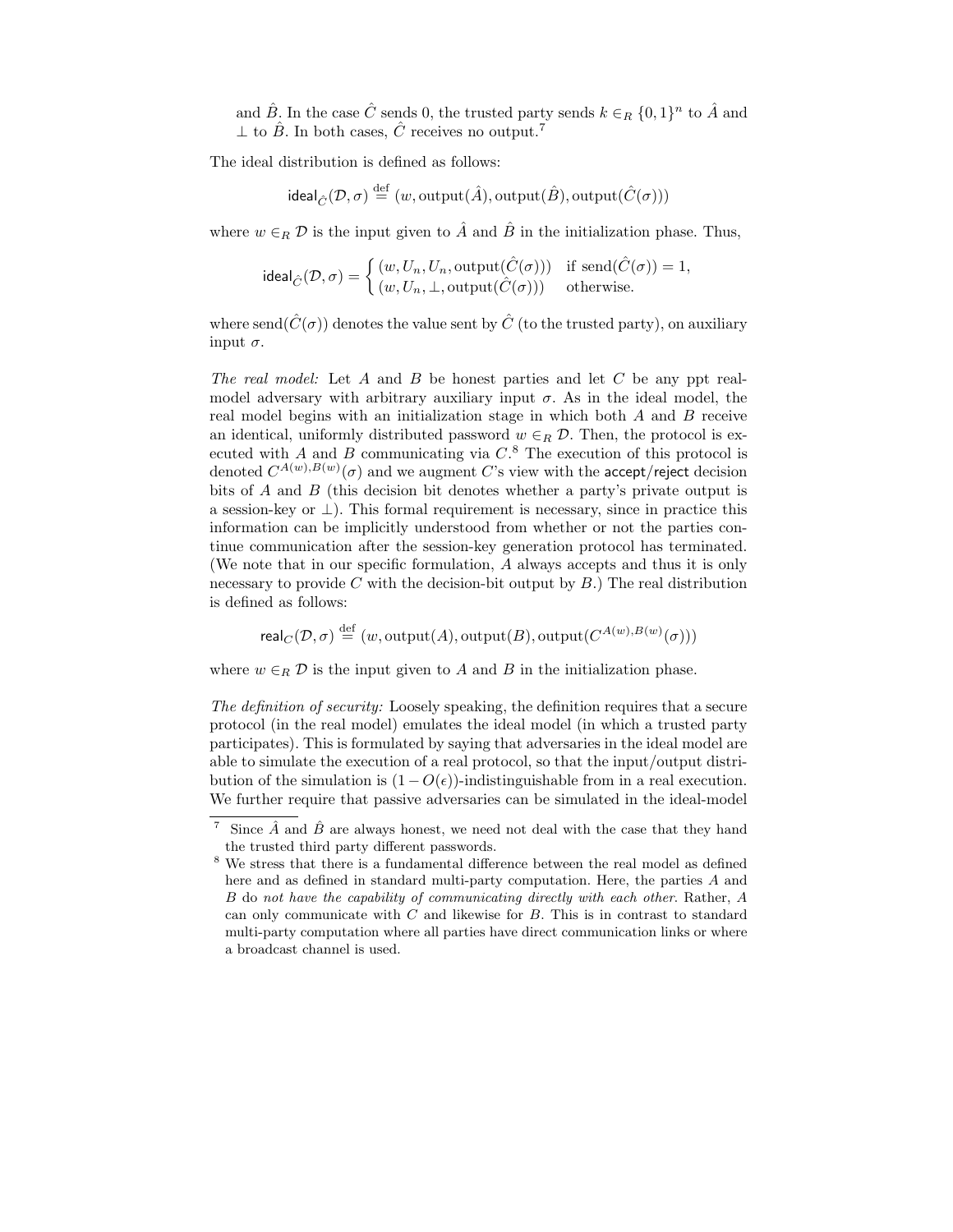and $\hat{B}$. In the case $\hat{C}$ sends 0, the trusted party sends $k \in_R \{0,1\}^n$ to $\hat{A}$ and $\perp$ to $\hat{B}$. In both cases, $\hat{C}$ receives no output.[7]

The ideal distribution is defined as follows:

$$\mathsf{ideal}_{\hat{C}}(\mathcal{D}, \sigma) \stackrel{\text{def}}{=} (w, \text{output}(\hat{A}), \text{output}(\hat{B}), \text{output}(\hat{C}(\sigma)))$$

where $w \in_R \mathcal{D}$ is the input given to $\hat{A}$ and $\hat{B}$ in the initialization phase. Thus,

$$\mathsf{ideal}_{\hat{C}}(\mathcal{D}, \sigma) = \begin{cases} (w, U_n, U_n, \text{output}(\hat{C}(\sigma))) & \text{if send}(\hat{C}(\sigma)) = 1, \\ (w, U_n, \perp, \text{output}(\hat{C}(\sigma))) & \text{otherwise.} \end{cases}$$

where $\text{send}(\hat{C}(\sigma))$ denotes the value sent by $\hat{C}$ (to the trusted party), on auxiliary input $\sigma$.

*The real model:* Let $A$ and $B$ be honest parties and let $C$ be any ppt real-model adversary with arbitrary auxiliary input $\sigma$. As in the ideal model, the real model begins with an initialization stage in which both $A$ and $B$ receive an identical, uniformly distributed password $w \in_R \mathcal{D}$. Then, the protocol is executed with $A$ and $B$ communicating via $C$.[8] The execution of this protocol is denoted $C^{A(w),B(w)}(\sigma)$ and we augment $C$'s view with the accept/reject decision bits of $A$ and $B$ (this decision bit denotes whether a party's private output is a session-key or $\perp$). This formal requirement is necessary, since in practice this information can be implicitly understood from whether or not the parties continue communication after the session-key generation protocol has terminated. (We note that in our specific formulation, $A$ always accepts and thus it is only necessary to provide $C$ with the decision-bit output by $B$.) The real distribution is defined as follows:

$$\mathsf{real}_{C}(\mathcal{D}, \sigma) \stackrel{\text{def}}{=} (w, \text{output}(A), \text{output}(B), \text{output}(C^{A(w),B(w)}(\sigma)))$$

where $w \in_R \mathcal{D}$ is the input given to $A$ and $B$ in the initialization phase.

*The definition of security:* Loosely speaking, the definition requires that a secure protocol (in the real model) emulates the ideal model (in which a trusted party participates). This is formulated by saying that adversaries in the ideal model are able to simulate the execution of a real protocol, so that the input/output distribution of the simulation is $(1 - O(\epsilon))$-indistinguishable from in a real execution. We further require that passive adversaries can be simulated in the ideal-model

---

[7] Since $\hat{A}$ and $\hat{B}$ are always honest, we need not deal with the case that they hand the trusted third party different passwords.

[8] We stress that there is a fundamental difference between the real model as defined here and as defined in standard multi-party computation. Here, the parties $A$ and $B$ do *not have the capability of communicating directly with each other*. Rather, $A$ can only communicate with $C$ and likewise for $B$. This is in contrast to standard multi-party computation where all parties have direct communication links or where a broadcast channel is used.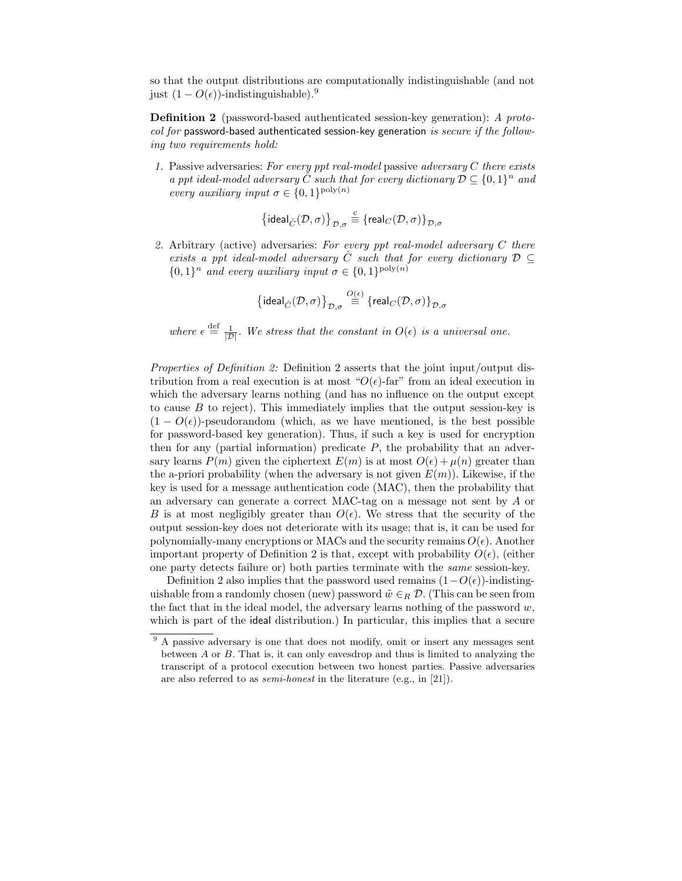so that the output distributions are computationally indistinguishable (and not just $(1 - O(\epsilon))$-indistinguishable).[9]

**Definition 2** (password-based authenticated session-key generation): *A protocol for* password-based authenticated session-key generation *is secure if the following two requirements hold:*

1. Passive adversaries: *For every ppt real-model* passive *adversary $C$ there exists a ppt ideal-model adversary $\hat{C}$ such that for every dictionary $\mathcal{D} \subseteq \{0,1\}^n$ and every auxiliary input $\sigma \in \{0,1\}^{\mathrm{poly}(n)}$*

$$\left\{\mathsf{ideal}_{\hat{C}}(\mathcal{D}, \sigma)\right\}_{\mathcal{D},\sigma} \stackrel{\mathrm{c}}{\equiv} \left\{\mathsf{real}_{C}(\mathcal{D}, \sigma)\right\}_{\mathcal{D},\sigma}$$

2. Arbitrary (active) adversaries: *For every ppt real-model adversary $C$ there exists a ppt ideal-model adversary $\hat{C}$ such that for every dictionary $\mathcal{D} \subseteq \{0,1\}^n$ and every auxiliary input $\sigma \in \{0,1\}^{\mathrm{poly}(n)}$*

$$\left\{\mathsf{ideal}_{\hat{C}}(\mathcal{D}, \sigma)\right\}_{\mathcal{D},\sigma} \stackrel{O(\epsilon)}{\equiv} \left\{\mathsf{real}_{C}(\mathcal{D}, \sigma)\right\}_{\mathcal{D},\sigma}$$

*where $\epsilon \stackrel{\mathrm{def}}{=} \frac{1}{|\mathcal{D}|}$. We stress that the constant in $O(\epsilon)$ is a universal one.*

*Properties of Definition 2:* Definition 2 asserts that the joint input/output distribution from a real execution is at most "$O(\epsilon)$-far" from an ideal execution in which the adversary learns nothing (and has no influence on the output except to cause $B$ to reject). This immediately implies that the output session-key is $(1 - O(\epsilon))$-pseudorandom (which, as we have mentioned, is the best possible for password-based key generation). Thus, if such a key is used for encryption then for any (partial information) predicate $P$, the probability that an adversary learns $P(m)$ given the ciphertext $E(m)$ is at most $O(\epsilon) + \mu(n)$ greater than the a-priori probability (when the adversary is not given $E(m)$). Likewise, if the key is used for a message authentication code (MAC), then the probability that an adversary can generate a correct MAC-tag on a message not sent by $A$ or $B$ is at most negligibly greater than $O(\epsilon)$. We stress that the security of the output session-key does not deteriorate with its usage; that is, it can be used for polynomially-many encryptions or MACs and the security remains $O(\epsilon)$. Another important property of Definition 2 is that, except with probability $O(\epsilon)$, (either one party detects failure or) both parties terminate with the *same* session-key.

Definition 2 also implies that the password used remains $(1-O(\epsilon))$-indistinguishable from a randomly chosen (new) password $\tilde{w} \in_R \mathcal{D}$. (This can be seen from the fact that in the ideal model, the adversary learns nothing of the password $w$, which is part of the ideal distribution.) In particular, this implies that a secure

[9] A passive adversary is one that does not modify, omit or insert any messages sent between $A$ or $B$. That is, it can only eavesdrop and thus is limited to analyzing the transcript of a protocol execution between two honest parties. Passive adversaries are also referred to as *semi-honest* in the literature (e.g., in [21]).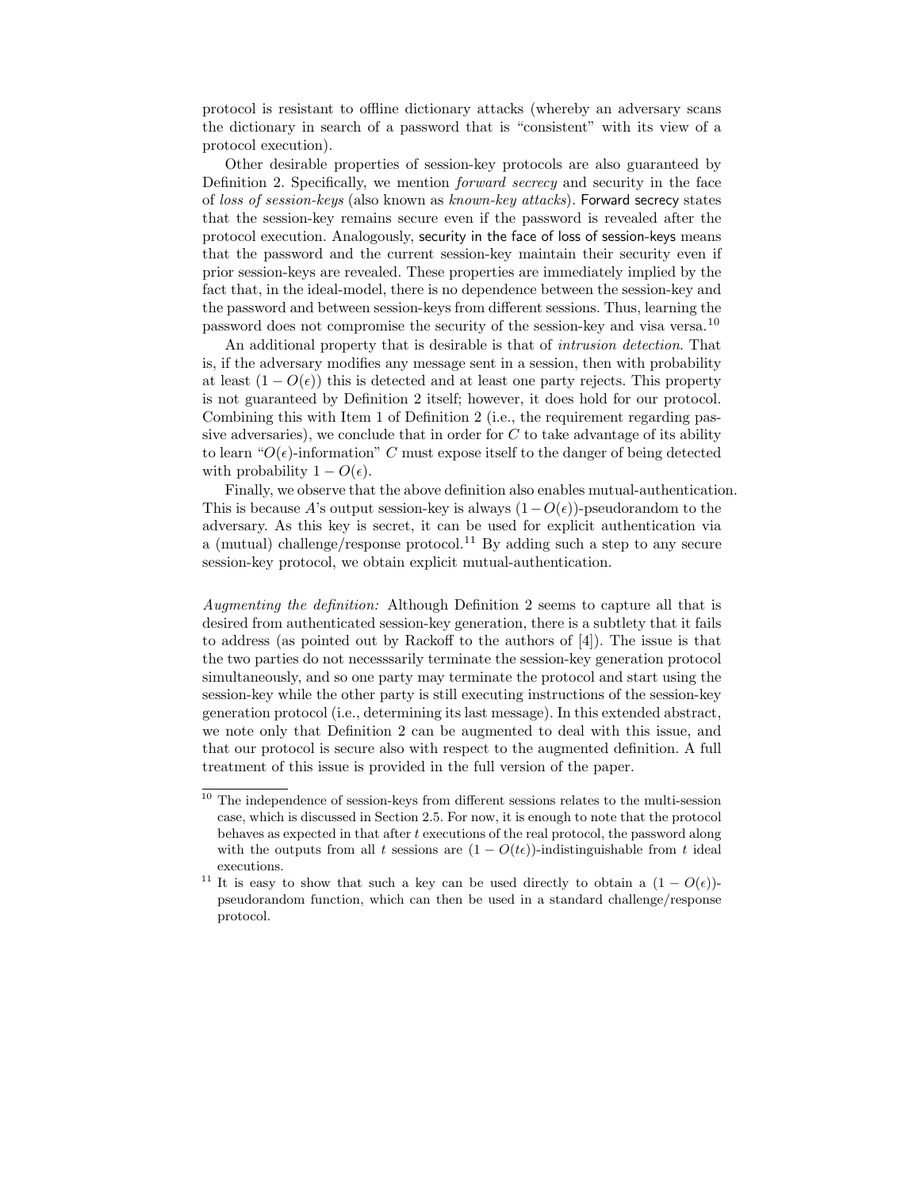protocol is resistant to offline dictionary attacks (whereby an adversary scans the dictionary in search of a password that is "consistent" with its view of a protocol execution).

Other desirable properties of session-key protocols are also guaranteed by Definition 2. Specifically, we mention *forward secrecy* and security in the face of *loss of session-keys* (also known as *known-key attacks*). Forward secrecy states that the session-key remains secure even if the password is revealed after the protocol execution. Analogously, security in the face of loss of session-keys means that the password and the current session-key maintain their security even if prior session-keys are revealed. These properties are immediately implied by the fact that, in the ideal-model, there is no dependence between the session-key and the password and between session-keys from different sessions. Thus, learning the password does not compromise the security of the session-key and visa versa.[10]

An additional property that is desirable is that of *intrusion detection*. That is, if the adversary modifies any message sent in a session, then with probability at least $(1 - O(\epsilon))$ this is detected and at least one party rejects. This property is not guaranteed by Definition 2 itself; however, it does hold for our protocol. Combining this with Item 1 of Definition 2 (i.e., the requirement regarding passive adversaries), we conclude that in order for $C$ to take advantage of its ability to learn "$O(\epsilon)$-information" $C$ must expose itself to the danger of being detected with probability $1 - O(\epsilon)$.

Finally, we observe that the above definition also enables mutual-authentication. This is because $A$'s output session-key is always $(1-O(\epsilon))$-pseudorandom to the adversary. As this key is secret, it can be used for explicit authentication via a (mutual) challenge/response protocol.[11] By adding such a step to any secure session-key protocol, we obtain explicit mutual-authentication.

*Augmenting the definition:* Although Definition 2 seems to capture all that is desired from authenticated session-key generation, there is a subtlety that it fails to address (as pointed out by Rackoff to the authors of [4]). The issue is that the two parties do not necesssarily terminate the session-key generation protocol simultaneously, and so one party may terminate the protocol and start using the session-key while the other party is still executing instructions of the session-key generation protocol (i.e., determining its last message). In this extended abstract, we note only that Definition 2 can be augmented to deal with this issue, and that our protocol is secure also with respect to the augmented definition. A full treatment of this issue is provided in the full version of the paper.

---

[10] The independence of session-keys from different sessions relates to the multi-session case, which is discussed in Section 2.5. For now, it is enough to note that the protocol behaves as expected in that after $t$ executions of the real protocol, the password along with the outputs from all $t$ sessions are $(1 - O(t\epsilon))$-indistinguishable from $t$ ideal executions.

[11] It is easy to show that such a key can be used directly to obtain a $(1 - O(\epsilon))$-pseudorandom function, which can then be used in a standard challenge/response protocol.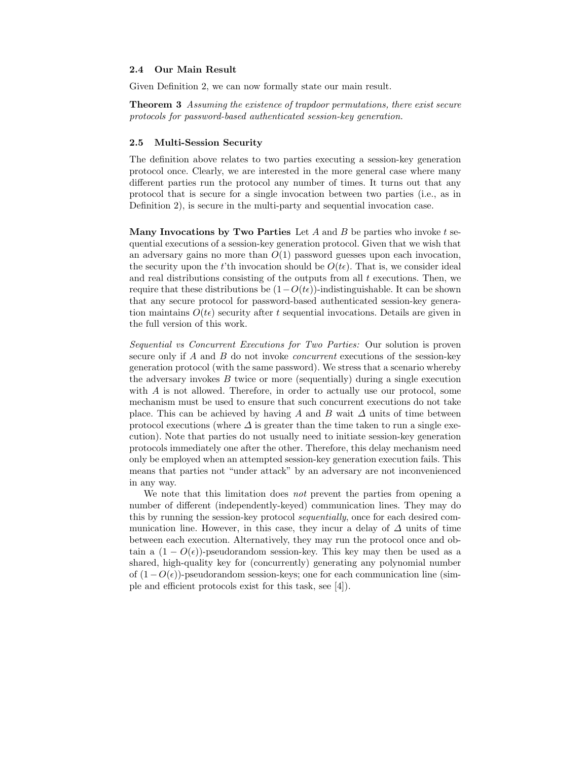### 2.4 Our Main Result

Given Definition 2, we can now formally state our main result.

**Theorem 3** *Assuming the existence of trapdoor permutations, there exist secure protocols for password-based authenticated session-key generation.*

### 2.5 Multi-Session Security

The definition above relates to two parties executing a session-key generation protocol once. Clearly, we are interested in the more general case where many different parties run the protocol any number of times. It turns out that any protocol that is secure for a single invocation between two parties (i.e., as in Definition 2), is secure in the multi-party and sequential invocation case.

**Many Invocations by Two Parties** Let $A$ and $B$ be parties who invoke $t$ sequential executions of a session-key generation protocol. Given that we wish that an adversary gains no more than $O(1)$ password guesses upon each invocation, the security upon the $t$'th invocation should be $O(t\epsilon)$. That is, we consider ideal and real distributions consisting of the outputs from all $t$ executions. Then, we require that these distributions be $(1-O(t\epsilon))$-indistinguishable. It can be shown that any secure protocol for password-based authenticated session-key generation maintains $O(t\epsilon)$ security after $t$ sequential invocations. Details are given in the full version of this work.

*Sequential vs Concurrent Executions for Two Parties:* Our solution is proven secure only if $A$ and $B$ do not invoke *concurrent* executions of the session-key generation protocol (with the same password). We stress that a scenario whereby the adversary invokes $B$ twice or more (sequentially) during a single execution with $A$ is not allowed. Therefore, in order to actually use our protocol, some mechanism must be used to ensure that such concurrent executions do not take place. This can be achieved by having $A$ and $B$ wait $\Delta$ units of time between protocol executions (where $\Delta$ is greater than the time taken to run a single execution). Note that parties do not usually need to initiate session-key generation protocols immediately one after the other. Therefore, this delay mechanism need only be employed when an attempted session-key generation execution fails. This means that parties not "under attack" by an adversary are not inconvenienced in any way.

We note that this limitation does *not* prevent the parties from opening a number of different (independently-keyed) communication lines. They may do this by running the session-key protocol *sequentially*, once for each desired communication line. However, in this case, they incur a delay of $\Delta$ units of time between each execution. Alternatively, they may run the protocol once and obtain a $(1-O(\epsilon))$-pseudorandom session-key. This key may then be used as a shared, high-quality key for (concurrently) generating any polynomial number of $(1-O(\epsilon))$-pseudorandom session-keys; one for each communication line (simple and efficient protocols exist for this task, see [4]).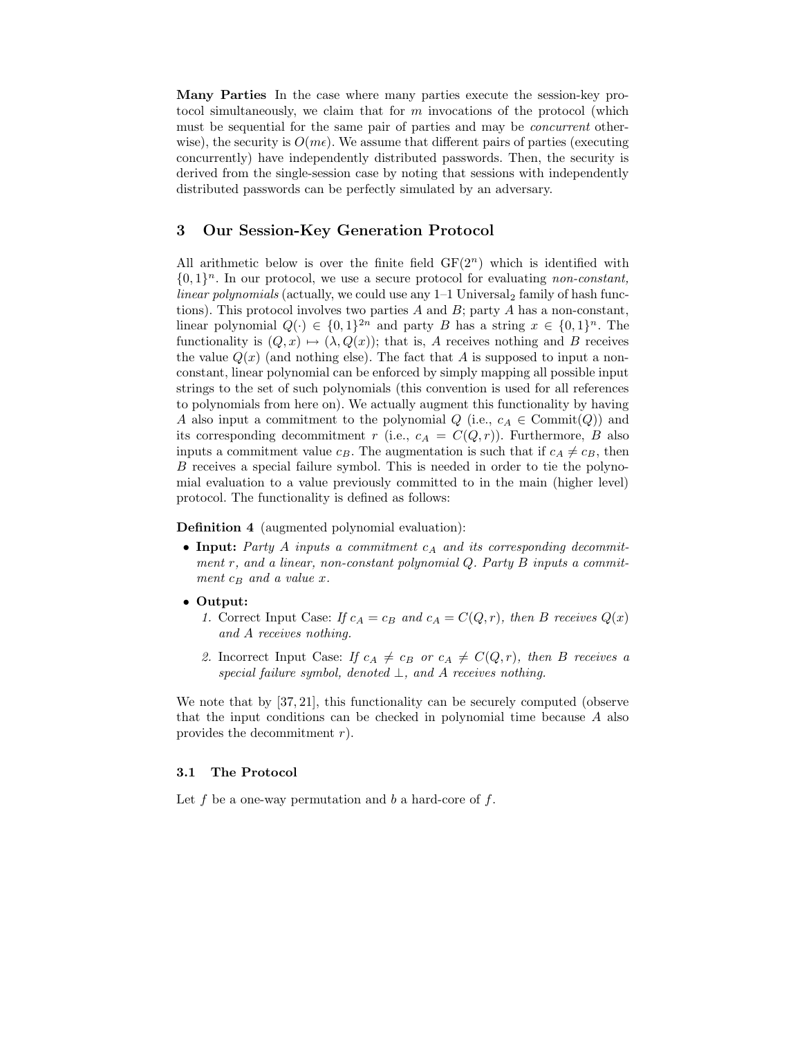**Many Parties** In the case where many parties execute the session-key protocol simultaneously, we claim that for $m$ invocations of the protocol (which must be sequential for the same pair of parties and may be *concurrent* otherwise), the security is $O(m\epsilon)$. We assume that different pairs of parties (executing concurrently) have independently distributed passwords. Then, the security is derived from the single-session case by noting that sessions with independently distributed passwords can be perfectly simulated by an adversary.

## 3 Our Session-Key Generation Protocol

All arithmetic below is over the finite field $\mathrm{GF}(2^n)$ which is identified with $\{0,1\}^n$. In our protocol, we use a secure protocol for evaluating *non-constant, linear polynomials* (actually, we could use any 1–1 Universal$_2$ family of hash functions). This protocol involves two parties $A$ and $B$; party $A$ has a non-constant, linear polynomial $Q(\cdot) \in \{0,1\}^{2n}$ and party $B$ has a string $x \in \{0,1\}^n$. The functionality is $(Q,x) \mapsto (\lambda, Q(x))$; that is, $A$ receives nothing and $B$ receives the value $Q(x)$ (and nothing else). The fact that $A$ is supposed to input a non-constant, linear polynomial can be enforced by simply mapping all possible input strings to the set of such polynomials (this convention is used for all references to polynomials from here on). We actually augment this functionality by having $A$ also input a commitment to the polynomial $Q$ (i.e., $c_A \in \mathrm{Commit}(Q)$) and its corresponding decommitment $r$ (i.e., $c_A = C(Q,r)$). Furthermore, $B$ also inputs a commitment value $c_B$. The augmentation is such that if $c_A \neq c_B$, then $B$ receives a special failure symbol. This is needed in order to tie the polynomial evaluation to a value previously committed to in the main (higher level) protocol. The functionality is defined as follows:

**Definition 4** (augmented polynomial evaluation):

- **Input:** *Party $A$ inputs a commitment $c_A$ and its corresponding decommitment $r$, and a linear, non-constant polynomial $Q$. Party $B$ inputs a commitment $c_B$ and a value $x$.*
- **Output:**
  1. Correct Input Case: *If $c_A = c_B$ and $c_A = C(Q,r)$, then $B$ receives $Q(x)$ and $A$ receives nothing.*
  2. Incorrect Input Case: *If $c_A \neq c_B$ or $c_A \neq C(Q,r)$, then $B$ receives a special failure symbol, denoted $\perp$, and $A$ receives nothing.*

We note that by [37, 21], this functionality can be securely computed (observe that the input conditions can be checked in polynomial time because $A$ also provides the decommitment $r$).

### 3.1 The Protocol

Let $f$ be a one-way permutation and $b$ a hard-core of $f$.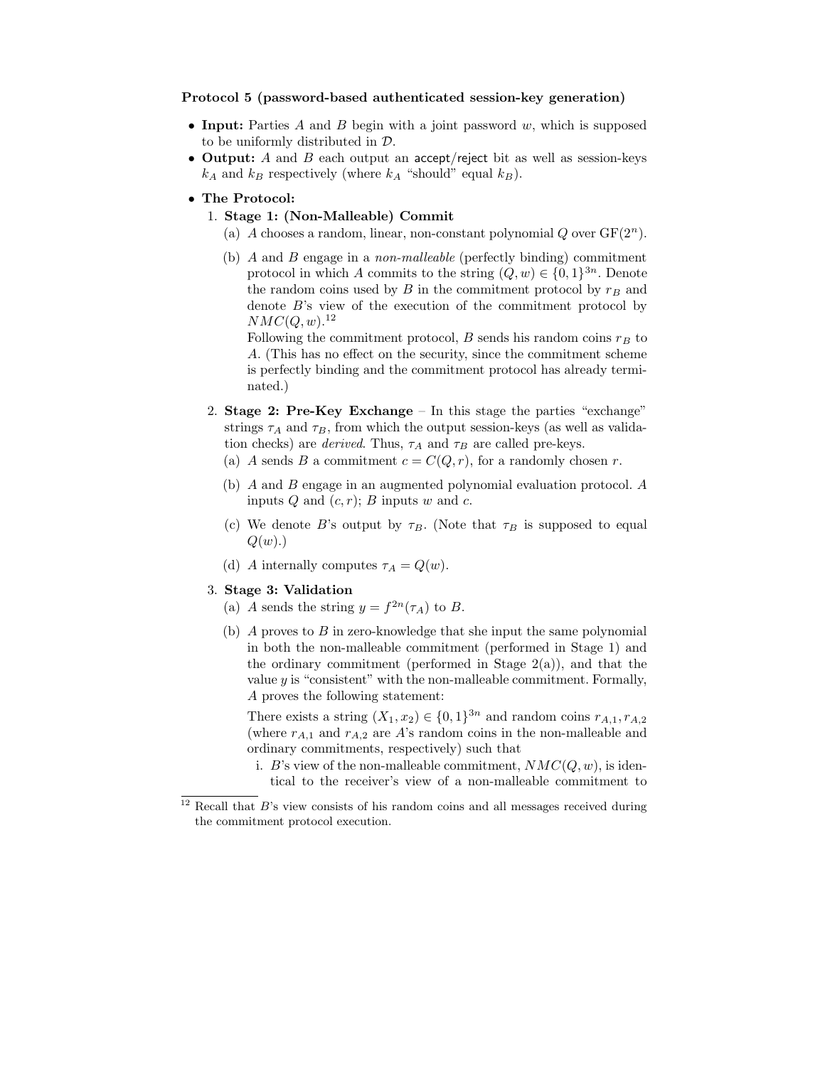**Protocol 5 (password-based authenticated session-key generation)**

- **Input:** Parties $A$ and $B$ begin with a joint password $w$, which is supposed to be uniformly distributed in $\mathcal{D}$.
- **Output:** $A$ and $B$ each output an accept/reject bit as well as session-keys $k_A$ and $k_B$ respectively (where $k_A$ "should" equal $k_B$).
- **The Protocol:**
  1. **Stage 1: (Non-Malleable) Commit**
     (a) $A$ chooses a random, linear, non-constant polynomial $Q$ over $\mathrm{GF}(2^n)$.

     (b) $A$ and $B$ engage in a *non-malleable* (perfectly binding) commitment protocol in which $A$ commits to the string $(Q, w) \in \{0,1\}^{3n}$. Denote the random coins used by $B$ in the commitment protocol by $r_B$ and denote $B$'s view of the execution of the commitment protocol by $NMC(Q, w)$.[12]

     Following the commitment protocol, $B$ sends his random coins $r_B$ to $A$. (This has no effect on the security, since the commitment scheme is perfectly binding and the commitment protocol has already terminated.)
  2. **Stage 2: Pre-Key Exchange** – In this stage the parties "exchange" strings $\tau_A$ and $\tau_B$, from which the output session-keys (as well as validation checks) are *derived*. Thus, $\tau_A$ and $\tau_B$ are called pre-keys.
     (a) $A$ sends $B$ a commitment $c = C(Q, r)$, for a randomly chosen $r$.

     (b) $A$ and $B$ engage in an augmented polynomial evaluation protocol. $A$ inputs $Q$ and $(c, r)$; $B$ inputs $w$ and $c$.

     (c) We denote $B$'s output by $\tau_B$. (Note that $\tau_B$ is supposed to equal $Q(w)$.)

     (d) $A$ internally computes $\tau_A = Q(w)$.
  3. **Stage 3: Validation**
     (a) $A$ sends the string $y = f^{2n}(\tau_A)$ to $B$.

     (b) $A$ proves to $B$ in zero-knowledge that she input the same polynomial in both the non-malleable commitment (performed in Stage 1) and the ordinary commitment (performed in Stage 2(a)), and that the value $y$ is "consistent" with the non-malleable commitment. Formally, $A$ proves the following statement:

     There exists a string $(X_1, x_2) \in \{0,1\}^{3n}$ and random coins $r_{A,1}, r_{A,2}$ (where $r_{A,1}$ and $r_{A,2}$ are $A$'s random coins in the non-malleable and ordinary commitments, respectively) such that

     i. $B$'s view of the non-malleable commitment, $NMC(Q, w)$, is identical to the receiver's view of a non-malleable commitment to

[12] Recall that $B$'s view consists of his random coins and all messages received during the commitment protocol execution.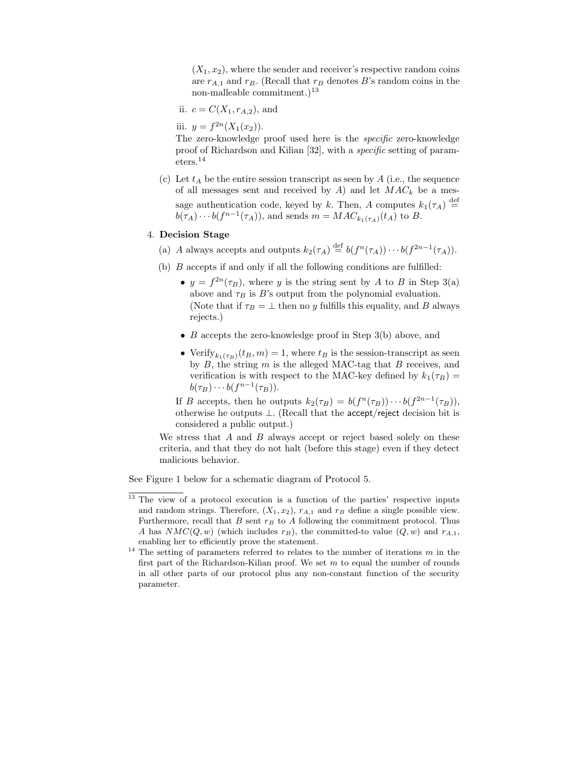$(X_1, x_2)$, where the sender and receiver's respective random coins are $r_{A,1}$ and $r_B$. (Recall that $r_B$ denotes $B$'s random coins in the non-malleable commitment.)[13]

ii. $c = C(X_1, r_{A,2})$, and

iii. $y = f^{2n}(X_1(x_2))$.

The zero-knowledge proof used here is the *specific* zero-knowledge proof of Richardson and Kilian [32], with a *specific* setting of parameters.[14]

(c) Let $t_A$ be the entire session transcript as seen by $A$ (i.e., the sequence of all messages sent and received by $A$) and let $MAC_k$ be a message authentication code, keyed by $k$. Then, $A$ computes $k_1(\tau_A) \stackrel{\text{def}}{=} b(\tau_A) \cdots b(f^{n-1}(\tau_A))$, and sends $m = MAC_{k_1(\tau_A)}(t_A)$ to $B$.

4. **Decision Stage**

   (a) $A$ always accepts and outputs $k_2(\tau_A) \stackrel{\text{def}}{=} b(f^n(\tau_A)) \cdots b(f^{2n-1}(\tau_A))$.

   (b) $B$ accepts if and only if all the following conditions are fulfilled:

   - $y = f^{2n}(\tau_B)$, where $y$ is the string sent by $A$ to $B$ in Step 3(a) above and $\tau_B$ is $B$'s output from the polynomial evaluation. (Note that if $\tau_B = \perp$ then no $y$ fulfills this equality, and $B$ always rejects.)
   - $B$ accepts the zero-knowledge proof in Step 3(b) above, and
   - $\text{Verify}_{k_1(\tau_B)}(t_B, m) = 1$, where $t_B$ is the session-transcript as seen by $B$, the string $m$ is the alleged MAC-tag that $B$ receives, and verification is with respect to the MAC-key defined by $k_1(\tau_B) = b(\tau_B) \cdots b(f^{n-1}(\tau_B))$.

   If $B$ accepts, then he outputs $k_2(\tau_B) = b(f^n(\tau_B)) \cdots b(f^{2n-1}(\tau_B))$, otherwise he outputs $\perp$. (Recall that the accept/reject decision bit is considered a public output.)

   We stress that $A$ and $B$ always accept or reject based solely on these criteria, and that they do not halt (before this stage) even if they detect malicious behavior.

See Figure 1 below for a schematic diagram of Protocol 5.

---

[13] The view of a protocol execution is a function of the parties' respective inputs and random strings. Therefore, $(X_1, x_2)$, $r_{A,1}$ and $r_B$ define a single possible view. Furthermore, recall that $B$ sent $r_B$ to $A$ following the commitment protocol. Thus $A$ has $NMC(Q, w)$ (which includes $r_B$), the committed-to value $(Q, w)$ and $r_{A,1}$, enabling her to efficiently prove the statement.

[14] The setting of parameters referred to relates to the number of iterations $m$ in the first part of the Richardson-Kilian proof. We set $m$ to equal the number of rounds in all other parts of our protocol plus any non-constant function of the security parameter.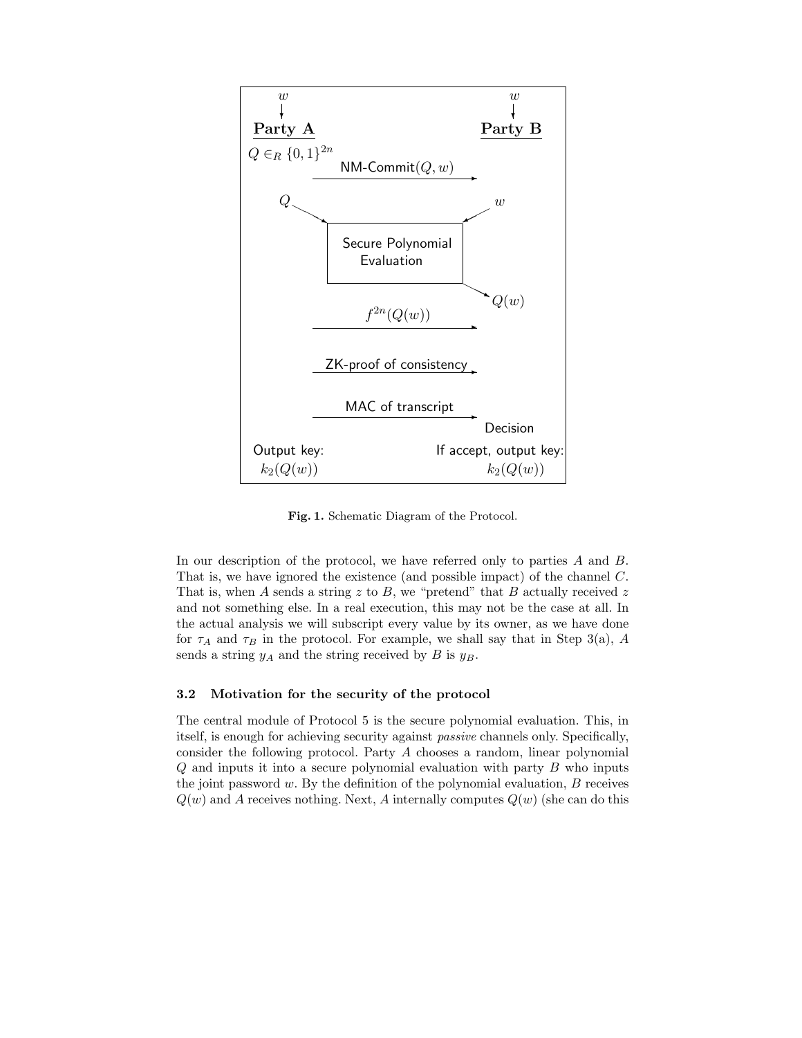**Fig. 1.** Schematic Diagram of the Protocol.

In our description of the protocol, we have referred only to parties $A$ and $B$. That is, we have ignored the existence (and possible impact) of the channel $C$. That is, when $A$ sends a string $z$ to $B$, we "pretend" that $B$ actually received $z$ and not something else. In a real execution, this may not be the case at all. In the actual analysis we will subscript every value by its owner, as we have done for $\tau_A$ and $\tau_B$ in the protocol. For example, we shall say that in Step 3(a), $A$ sends a string $y_A$ and the string received by $B$ is $y_B$.

### 3.2 Motivation for the security of the protocol

The central module of Protocol 5 is the secure polynomial evaluation. This, in itself, is enough for achieving security against *passive* channels only. Specifically, consider the following protocol. Party $A$ chooses a random, linear polynomial $Q$ and inputs it into a secure polynomial evaluation with party $B$ who inputs the joint password $w$. By the definition of the polynomial evaluation, $B$ receives $Q(w)$ and $A$ receives nothing. Next, $A$ internally computes $Q(w)$ (she can do this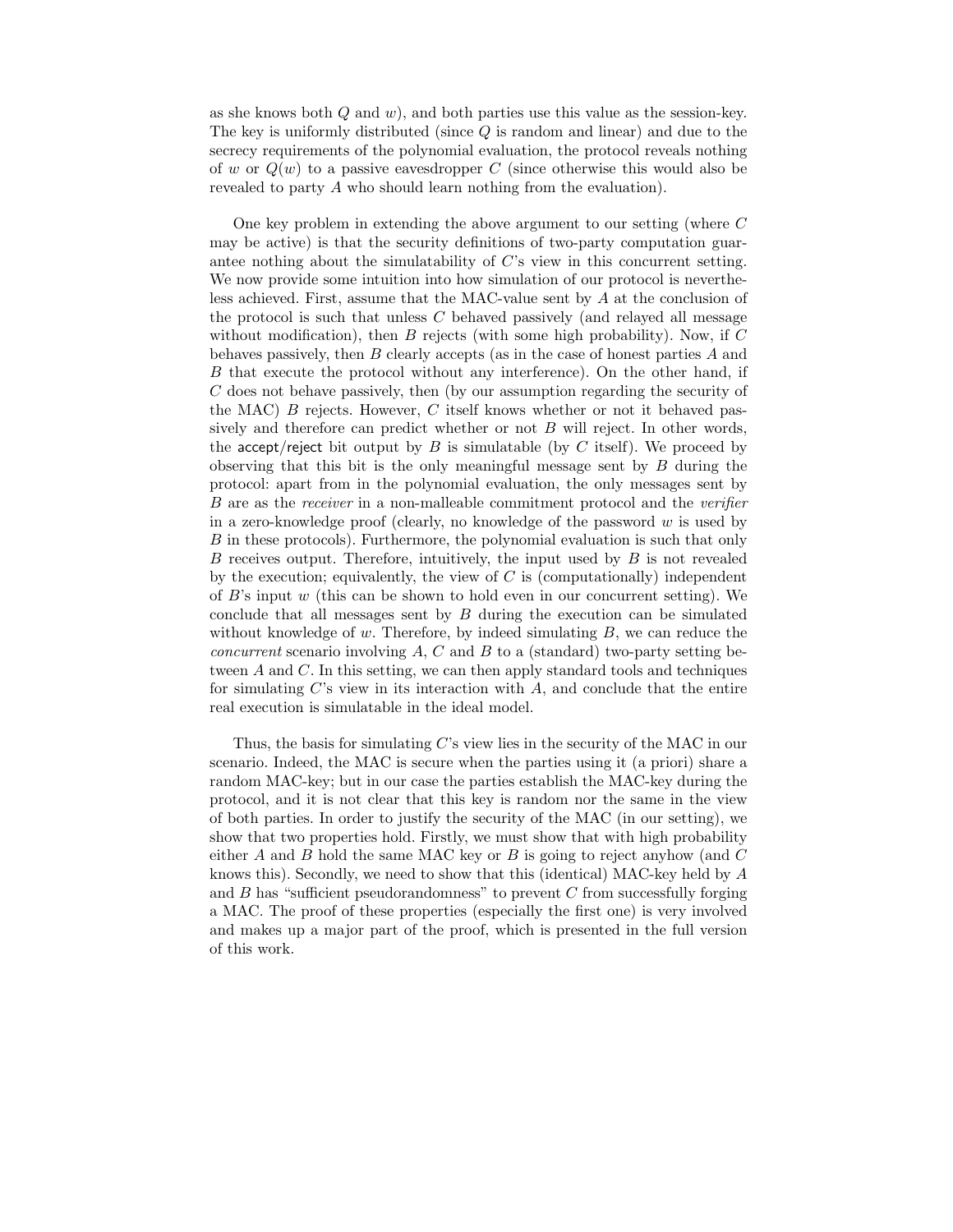as she knows both $Q$ and $w$), and both parties use this value as the session-key. The key is uniformly distributed (since $Q$ is random and linear) and due to the secrecy requirements of the polynomial evaluation, the protocol reveals nothing of $w$ or $Q(w)$ to a passive eavesdropper $C$ (since otherwise this would also be revealed to party $A$ who should learn nothing from the evaluation).

One key problem in extending the above argument to our setting (where $C$ may be active) is that the security definitions of two-party computation guarantee nothing about the simulatability of $C$'s view in this concurrent setting. We now provide some intuition into how simulation of our protocol is nevertheless achieved. First, assume that the MAC-value sent by $A$ at the conclusion of the protocol is such that unless $C$ behaved passively (and relayed all message without modification), then $B$ rejects (with some high probability). Now, if $C$ behaves passively, then $B$ clearly accepts (as in the case of honest parties $A$ and $B$ that execute the protocol without any interference). On the other hand, if $C$ does not behave passively, then (by our assumption regarding the security of the MAC) $B$ rejects. However, $C$ itself knows whether or not it behaved passively and therefore can predict whether or not $B$ will reject. In other words, the accept/reject bit output by $B$ is simulatable (by $C$ itself). We proceed by observing that this bit is the only meaningful message sent by $B$ during the protocol: apart from in the polynomial evaluation, the only messages sent by $B$ are as the *receiver* in a non-malleable commitment protocol and the *verifier* in a zero-knowledge proof (clearly, no knowledge of the password $w$ is used by $B$ in these protocols). Furthermore, the polynomial evaluation is such that only $B$ receives output. Therefore, intuitively, the input used by $B$ is not revealed by the execution; equivalently, the view of $C$ is (computationally) independent of $B$'s input $w$ (this can be shown to hold even in our concurrent setting). We conclude that all messages sent by $B$ during the execution can be simulated without knowledge of $w$. Therefore, by indeed simulating $B$, we can reduce the *concurrent* scenario involving $A$, $C$ and $B$ to a (standard) two-party setting between $A$ and $C$. In this setting, we can then apply standard tools and techniques for simulating $C$'s view in its interaction with $A$, and conclude that the entire real execution is simulatable in the ideal model.

Thus, the basis for simulating $C$'s view lies in the security of the MAC in our scenario. Indeed, the MAC is secure when the parties using it (a priori) share a random MAC-key; but in our case the parties establish the MAC-key during the protocol, and it is not clear that this key is random nor the same in the view of both parties. In order to justify the security of the MAC (in our setting), we show that two properties hold. Firstly, we must show that with high probability either $A$ and $B$ hold the same MAC key or $B$ is going to reject anyhow (and $C$ knows this). Secondly, we need to show that this (identical) MAC-key held by $A$ and $B$ has "sufficient pseudorandomness" to prevent $C$ from successfully forging a MAC. The proof of these properties (especially the first one) is very involved and makes up a major part of the proof, which is presented in the full version of this work.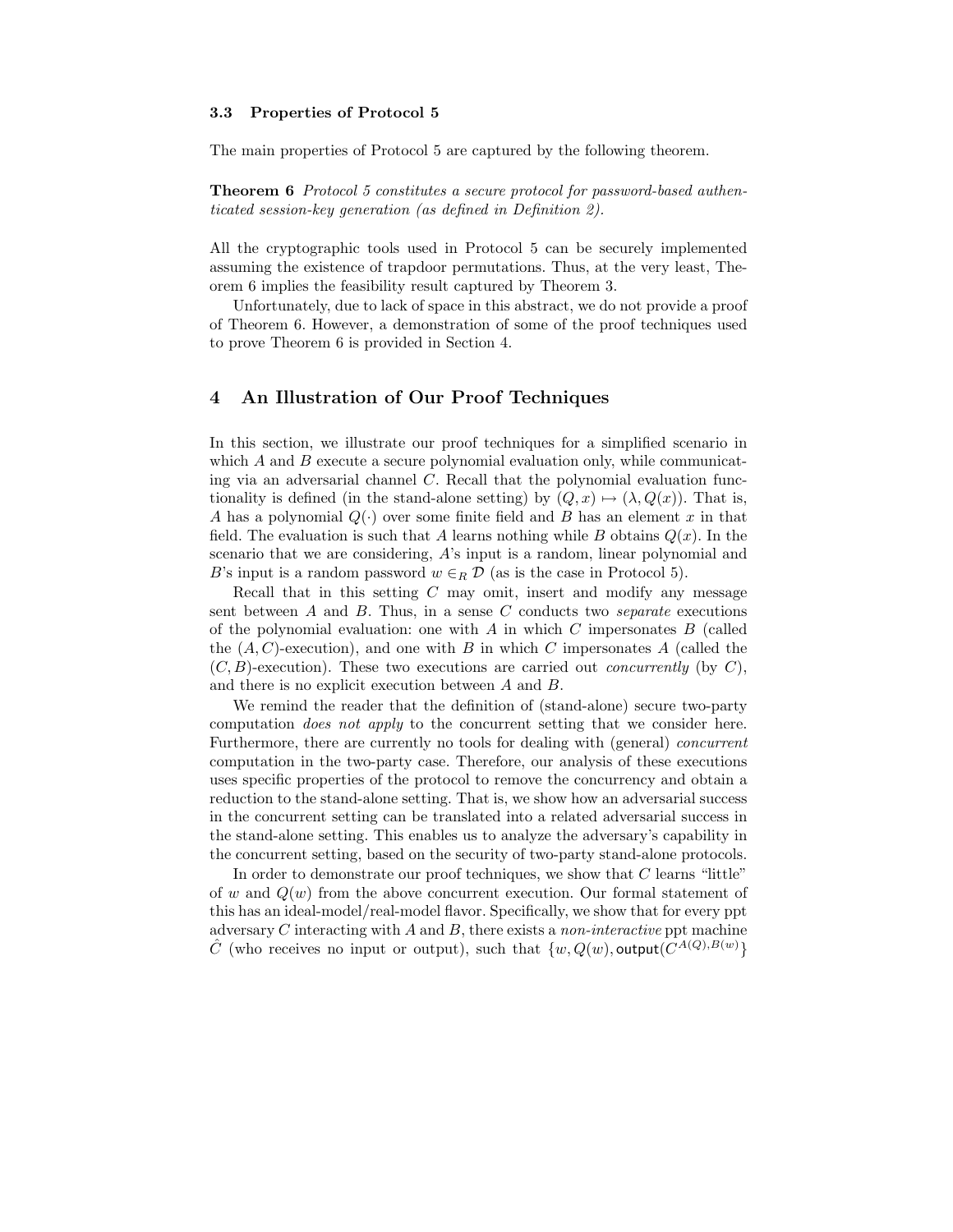### 3.3 Properties of Protocol 5

The main properties of Protocol 5 are captured by the following theorem.

**Theorem 6** *Protocol 5 constitutes a secure protocol for password-based authenticated session-key generation (as defined in Definition 2).*

All the cryptographic tools used in Protocol 5 can be securely implemented assuming the existence of trapdoor permutations. Thus, at the very least, Theorem 6 implies the feasibility result captured by Theorem 3.

Unfortunately, due to lack of space in this abstract, we do not provide a proof of Theorem 6. However, a demonstration of some of the proof techniques used to prove Theorem 6 is provided in Section 4.

## 4 An Illustration of Our Proof Techniques

In this section, we illustrate our proof techniques for a simplified scenario in which $A$ and $B$ execute a secure polynomial evaluation only, while communicating via an adversarial channel $C$. Recall that the polynomial evaluation functionality is defined (in the stand-alone setting) by $(Q, x) \mapsto (\lambda, Q(x))$. That is, $A$ has a polynomial $Q(\cdot)$ over some finite field and $B$ has an element $x$ in that field. The evaluation is such that $A$ learns nothing while $B$ obtains $Q(x)$. In the scenario that we are considering, $A$'s input is a random, linear polynomial and $B$'s input is a random password $w \in_R \mathcal{D}$ (as is the case in Protocol 5).

Recall that in this setting $C$ may omit, insert and modify any message sent between $A$ and $B$. Thus, in a sense $C$ conducts two *separate* executions of the polynomial evaluation: one with $A$ in which $C$ impersonates $B$ (called the $(A, C)$-execution), and one with $B$ in which $C$ impersonates $A$ (called the $(C, B)$-execution). These two executions are carried out *concurrently* (by $C$), and there is no explicit execution between $A$ and $B$.

We remind the reader that the definition of (stand-alone) secure two-party computation *does not apply* to the concurrent setting that we consider here. Furthermore, there are currently no tools for dealing with (general) *concurrent* computation in the two-party case. Therefore, our analysis of these executions uses specific properties of the protocol to remove the concurrency and obtain a reduction to the stand-alone setting. That is, we show how an adversarial success in the concurrent setting can be translated into a related adversarial success in the stand-alone setting. This enables us to analyze the adversary's capability in the concurrent setting, based on the security of two-party stand-alone protocols.

In order to demonstrate our proof techniques, we show that $C$ learns "little" of $w$ and $Q(w)$ from the above concurrent execution. Our formal statement of this has an ideal-model/real-model flavor. Specifically, we show that for every ppt adversary $C$ interacting with $A$ and $B$, there exists a *non-interactive* ppt machine $\hat{C}$ (who receives no input or output), such that $\{w, Q(w), \mathsf{output}(C^{A(Q),B(w)}\}$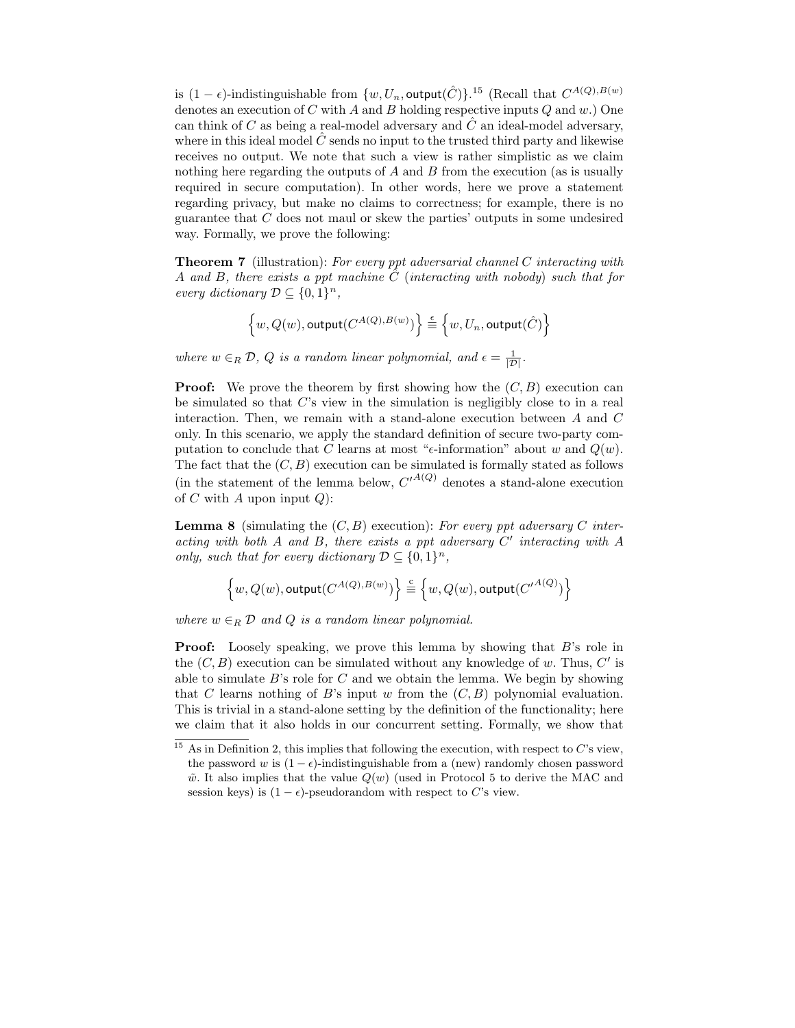is $(1-\epsilon)$-indistinguishable from $\{w, U_n, \mathsf{output}(\hat{C})\}$.[15] (Recall that $C^{A(Q),B(w)}$ denotes an execution of $C$ with $A$ and $B$ holding respective inputs $Q$ and $w$.) One can think of $C$ as being a real-model adversary and $\hat{C}$ an ideal-model adversary, where in this ideal model $\hat{C}$ sends no input to the trusted third party and likewise receives no output. We note that such a view is rather simplistic as we claim nothing here regarding the outputs of $A$ and $B$ from the execution (as is usually required in secure computation). In other words, here we prove a statement regarding privacy, but make no claims to correctness; for example, there is no guarantee that $C$ does not maul or skew the parties' outputs in some undesired way. Formally, we prove the following:

**Theorem 7** (illustration): *For every ppt adversarial channel $C$ interacting with $A$ and $B$, there exists a ppt machine $\hat{C}$ (interacting with nobody) such that for every dictionary $\mathcal{D} \subseteq \{0,1\}^n$,*

$$\left\{w, Q(w), \mathsf{output}(C^{A(Q),B(w)})\right\} \stackrel{\epsilon}{\equiv} \left\{w, U_n, \mathsf{output}(\hat{C})\right\}$$

*where $w \in_R \mathcal{D}$, $Q$ is a random linear polynomial, and $\epsilon = \frac{1}{|\mathcal{D}|}$.*

**Proof:** We prove the theorem by first showing how the $(C,B)$ execution can be simulated so that $C$'s view in the simulation is negligibly close to in a real interaction. Then, we remain with a stand-alone execution between $A$ and $C$ only. In this scenario, we apply the standard definition of secure two-party computation to conclude that $C$ learns at most "$\epsilon$-information" about $w$ and $Q(w)$. The fact that the $(C,B)$ execution can be simulated is formally stated as follows (in the statement of the lemma below, ${C'}^{A(Q)}$ denotes a stand-alone execution of $C$ with $A$ upon input $Q$):

**Lemma 8** (simulating the $(C,B)$ execution): *For every ppt adversary $C$ interacting with both $A$ and $B$, there exists a ppt adversary $C'$ interacting with $A$ only, such that for every dictionary $\mathcal{D} \subseteq \{0,1\}^n$,*

$$\left\{w, Q(w), \mathsf{output}(C^{A(Q),B(w)})\right\} \stackrel{c}{\equiv} \left\{w, Q(w), \mathsf{output}({C'}^{A(Q)})\right\}$$

*where $w \in_R \mathcal{D}$ and $Q$ is a random linear polynomial.*

**Proof:** Loosely speaking, we prove this lemma by showing that $B$'s role in the $(C,B)$ execution can be simulated without any knowledge of $w$. Thus, $C'$ is able to simulate $B$'s role for $C$ and we obtain the lemma. We begin by showing that $C$ learns nothing of $B$'s input $w$ from the $(C,B)$ polynomial evaluation. This is trivial in a stand-alone setting by the definition of the functionality; here we claim that it also holds in our concurrent setting. Formally, we show that

[15] As in Definition 2, this implies that following the execution, with respect to $C$'s view, the password $w$ is $(1-\epsilon)$-indistinguishable from a (new) randomly chosen password $\tilde{w}$. It also implies that the value $Q(w)$ (used in Protocol 5 to derive the MAC and session keys) is $(1-\epsilon)$-pseudorandom with respect to $C$'s view.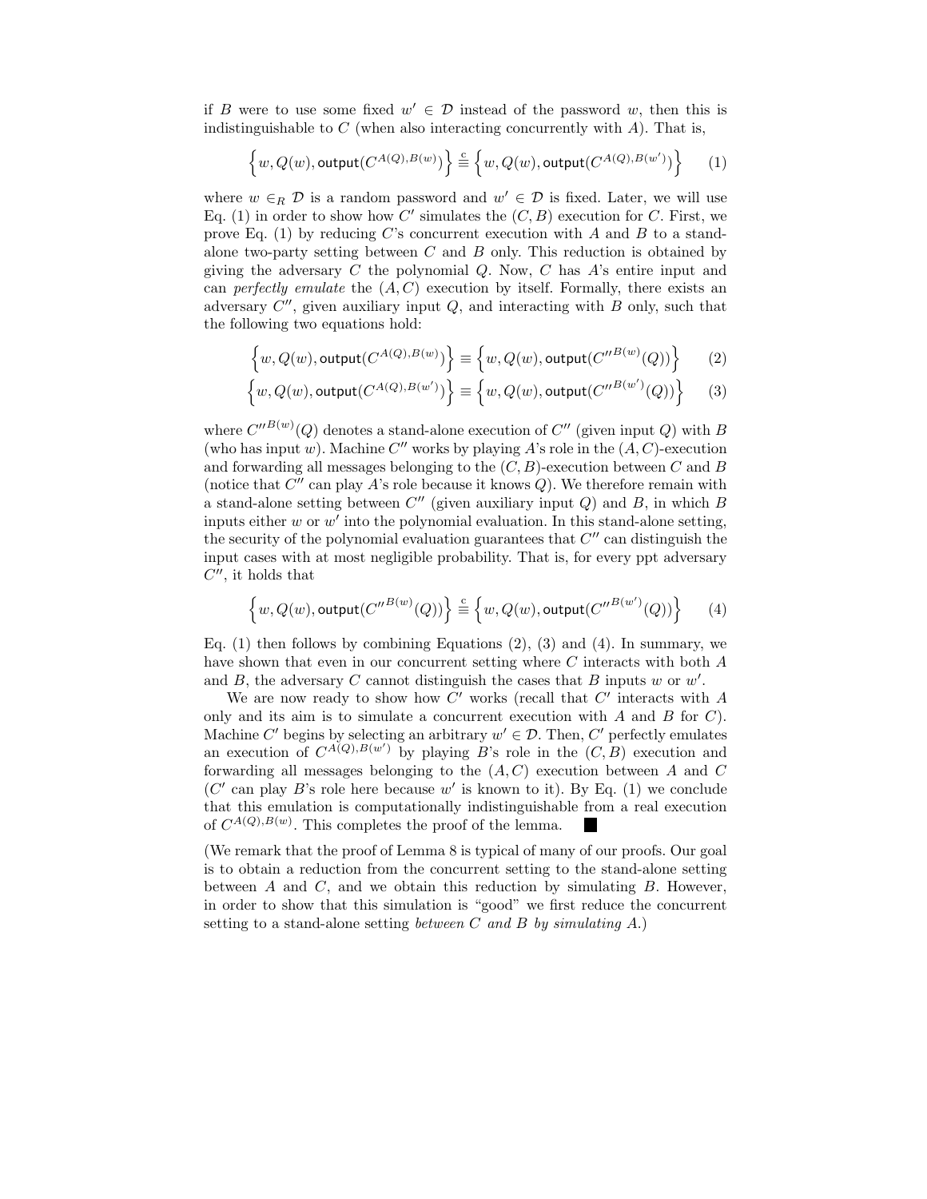if $B$ were to use some fixed $w' \in \mathcal{D}$ instead of the password $w$, then this is indistinguishable to $C$ (when also interacting concurrently with $A$). That is,

$$\left\{w, Q(w), \mathsf{output}(C^{A(Q),B(w)})\right\} \stackrel{c}{\equiv} \left\{w, Q(w), \mathsf{output}(C^{A(Q),B(w')})\right\} \qquad (1)$$

where $w \in_R \mathcal{D}$ is a random password and $w' \in \mathcal{D}$ is fixed. Later, we will use Eq. (1) in order to show how $C'$ simulates the $(C, B)$ execution for $C$. First, we prove Eq. (1) by reducing $C$'s concurrent execution with $A$ and $B$ to a stand-alone two-party setting between $C$ and $B$ only. This reduction is obtained by giving the adversary $C$ the polynomial $Q$. Now, $C$ has $A$'s entire input and can *perfectly emulate* the $(A, C)$ execution by itself. Formally, there exists an adversary $C''$, given auxiliary input $Q$, and interacting with $B$ only, such that the following two equations hold:

$$\left\{w, Q(w), \mathsf{output}(C^{A(Q),B(w)})\right\} \equiv \left\{w, Q(w), \mathsf{output}({C''}^{B(w)}(Q))\right\} \qquad (2)$$

$$\left\{w, Q(w), \mathsf{output}(C^{A(Q),B(w')})\right\} \equiv \left\{w, Q(w), \mathsf{output}({C''}^{B(w')}(Q))\right\} \qquad (3)$$

where ${C''}^{B(w)}(Q)$ denotes a stand-alone execution of $C''$ (given input $Q$) with $B$ (who has input $w$). Machine $C''$ works by playing $A$'s role in the $(A, C)$-execution and forwarding all messages belonging to the $(C, B)$-execution between $C$ and $B$ (notice that $C''$ can play $A$'s role because it knows $Q$). We therefore remain with a stand-alone setting between $C''$ (given auxiliary input $Q$) and $B$, in which $B$ inputs either $w$ or $w'$ into the polynomial evaluation. In this stand-alone setting, the security of the polynomial evaluation guarantees that $C''$ can distinguish the input cases with at most negligible probability. That is, for every ppt adversary $C''$, it holds that

$$\left\{w, Q(w), \mathsf{output}({C''}^{B(w)}(Q))\right\} \stackrel{c}{\equiv} \left\{w, Q(w), \mathsf{output}({C''}^{B(w')}(Q))\right\} \qquad (4)$$

Eq. (1) then follows by combining Equations (2), (3) and (4). In summary, we have shown that even in our concurrent setting where $C$ interacts with both $A$ and $B$, the adversary $C$ cannot distinguish the cases that $B$ inputs $w$ or $w'$.

We are now ready to show how $C'$ works (recall that $C'$ interacts with $A$ only and its aim is to simulate a concurrent execution with $A$ and $B$ for $C$). Machine $C'$ begins by selecting an arbitrary $w' \in \mathcal{D}$. Then, $C'$ perfectly emulates an execution of $C^{A(Q),B(w')}$ by playing $B$'s role in the $(C, B)$ execution and forwarding all messages belonging to the $(A, C)$ execution between $A$ and $C$ ($C'$ can play $B$'s role here because $w'$ is known to it). By Eq. (1) we conclude that this emulation is computationally indistinguishable from a real execution of $C^{A(Q),B(w)}$. This completes the proof of the lemma. ■

(We remark that the proof of Lemma 8 is typical of many of our proofs. Our goal is to obtain a reduction from the concurrent setting to the stand-alone setting between $A$ and $C$, and we obtain this reduction by simulating $B$. However, in order to show that this simulation is "good" we first reduce the concurrent setting to a stand-alone setting *between $C$ and $B$ by simulating $A$*.)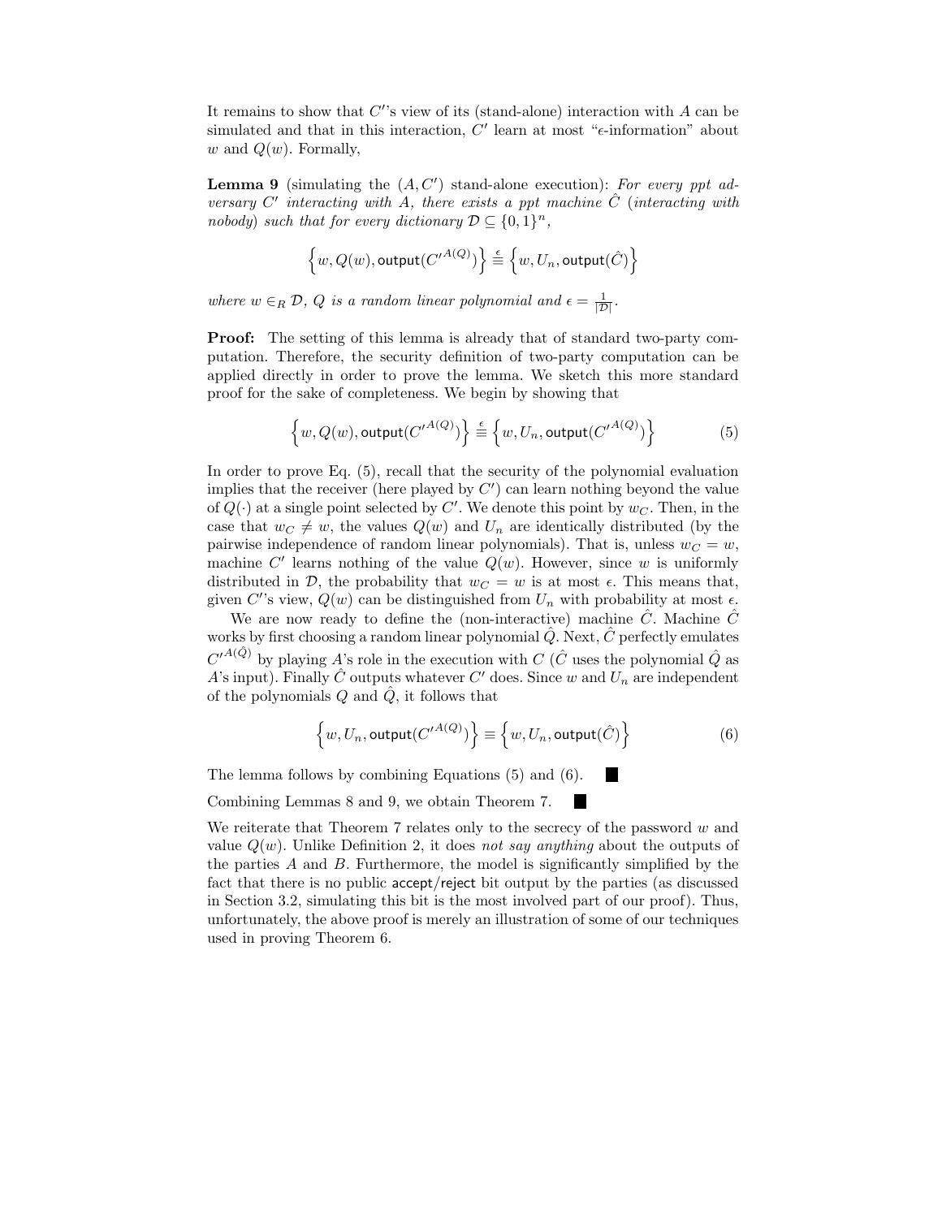It remains to show that $C'$'s view of its (stand-alone) interaction with $A$ can be simulated and that in this interaction, $C'$ learn at most "$\epsilon$-information" about $w$ and $Q(w)$. Formally,

**Lemma 9** (simulating the $(A, C')$ stand-alone execution): *For every ppt adversary $C'$ interacting with $A$, there exists a ppt machine $\hat{C}$ (interacting with nobody) such that for every dictionary $\mathcal{D} \subseteq \{0,1\}^n$,*

$$\left\{w, Q(w), \mathsf{output}({C'}^{A(Q)})\right\} \stackrel{\epsilon}{\equiv} \left\{w, U_n, \mathsf{output}(\hat{C})\right\}$$

*where $w \in_R \mathcal{D}$, $Q$ is a random linear polynomial and $\epsilon = \frac{1}{|\mathcal{D}|}$.*

**Proof:** The setting of this lemma is already that of standard two-party computation. Therefore, the security definition of two-party computation can be applied directly in order to prove the lemma. We sketch this more standard proof for the sake of completeness. We begin by showing that

$$\left\{w, Q(w), \mathsf{output}({C'}^{A(Q)})\right\} \stackrel{\epsilon}{\equiv} \left\{w, U_n, \mathsf{output}({C'}^{A(Q)})\right\} \tag{5}$$

In order to prove Eq. (5), recall that the security of the polynomial evaluation implies that the receiver (here played by $C'$) can learn nothing beyond the value of $Q(\cdot)$ at a single point selected by $C'$. We denote this point by $w_C$. Then, in the case that $w_C \neq w$, the values $Q(w)$ and $U_n$ are identically distributed (by the pairwise independence of random linear polynomials). That is, unless $w_C = w$, machine $C'$ learns nothing of the value $Q(w)$. However, since $w$ is uniformly distributed in $\mathcal{D}$, the probability that $w_C = w$ is at most $\epsilon$. This means that, given $C'$'s view, $Q(w)$ can be distinguished from $U_n$ with probability at most $\epsilon$.

We are now ready to define the (non-interactive) machine $\hat{C}$. Machine $\hat{C}$ works by first choosing a random linear polynomial $\hat{Q}$. Next, $\hat{C}$ perfectly emulates ${C'}^{A(\hat{Q})}$ by playing $A$'s role in the execution with $C$ ($\hat{C}$ uses the polynomial $\hat{Q}$ as $A$'s input). Finally $\hat{C}$ outputs whatever $C'$ does. Since $w$ and $U_n$ are independent of the polynomials $Q$ and $\hat{Q}$, it follows that

$$\left\{w, U_n, \mathsf{output}({C'}^{A(Q)})\right\} \equiv \left\{w, U_n, \mathsf{output}(\hat{C})\right\} \tag{6}$$

The lemma follows by combining Equations (5) and (6). ■

Combining Lemmas 8 and 9, we obtain Theorem 7. ■

We reiterate that Theorem 7 relates only to the secrecy of the password $w$ and value $Q(w)$. Unlike Definition 2, it does *not say anything* about the outputs of the parties $A$ and $B$. Furthermore, the model is significantly simplified by the fact that there is no public $\mathsf{accept}/\mathsf{reject}$ bit output by the parties (as discussed in Section 3.2, simulating this bit is the most involved part of our proof). Thus, unfortunately, the above proof is merely an illustration of some of our techniques used in proving Theorem 6.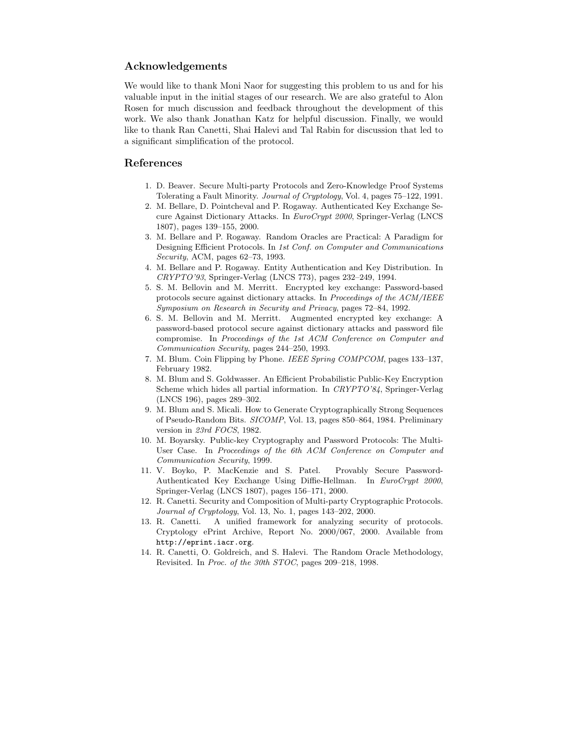## Acknowledgements

We would like to thank Moni Naor for suggesting this problem to us and for his valuable input in the initial stages of our research. We are also grateful to Alon Rosen for much discussion and feedback throughout the development of this work. We also thank Jonathan Katz for helpful discussion. Finally, we would like to thank Ran Canetti, Shai Halevi and Tal Rabin for discussion that led to a significant simplification of the protocol.

## References

1. D. Beaver. Secure Multi-party Protocols and Zero-Knowledge Proof Systems Tolerating a Fault Minority. *Journal of Cryptology*, Vol. 4, pages 75–122, 1991.
2. M. Bellare, D. Pointcheval and P. Rogaway. Authenticated Key Exchange Secure Against Dictionary Attacks. In *EuroCrypt 2000*, Springer-Verlag (LNCS 1807), pages 139–155, 2000.
3. M. Bellare and P. Rogaway. Random Oracles are Practical: A Paradigm for Designing Efficient Protocols. In *1st Conf. on Computer and Communications Security*, ACM, pages 62–73, 1993.
4. M. Bellare and P. Rogaway. Entity Authentication and Key Distribution. In *CRYPTO'93*, Springer-Verlag (LNCS 773), pages 232–249, 1994.
5. S. M. Bellovin and M. Merritt. Encrypted key exchange: Password-based protocols secure against dictionary attacks. In *Proceedings of the ACM/IEEE Symposium on Research in Security and Privacy*, pages 72–84, 1992.
6. S. M. Bellovin and M. Merritt. Augmented encrypted key exchange: A password-based protocol secure against dictionary attacks and password file compromise. In *Proceedings of the 1st ACM Conference on Computer and Communication Security*, pages 244–250, 1993.
7. M. Blum. Coin Flipping by Phone. *IEEE Spring COMPCOM*, pages 133–137, February 1982.
8. M. Blum and S. Goldwasser. An Efficient Probabilistic Public-Key Encryption Scheme which hides all partial information. In *CRYPTO'84*, Springer-Verlag (LNCS 196), pages 289–302.
9. M. Blum and S. Micali. How to Generate Cryptographically Strong Sequences of Pseudo-Random Bits. *SICOMP*, Vol. 13, pages 850–864, 1984. Preliminary version in *23rd FOCS*, 1982.
10. M. Boyarsky. Public-key Cryptography and Password Protocols: The Multi-User Case. In *Proceedings of the 6th ACM Conference on Computer and Communication Security*, 1999.
11. V. Boyko, P. MacKenzie and S. Patel. Provably Secure Password-Authenticated Key Exchange Using Diffie-Hellman. In *EuroCrypt 2000*, Springer-Verlag (LNCS 1807), pages 156–171, 2000.
12. R. Canetti. Security and Composition of Multi-party Cryptographic Protocols. *Journal of Cryptology*, Vol. 13, No. 1, pages 143–202, 2000.
13. R. Canetti. A unified framework for analyzing security of protocols. Cryptology ePrint Archive, Report No. 2000/067, 2000. Available from `http://eprint.iacr.org`.
14. R. Canetti, O. Goldreich, and S. Halevi. The Random Oracle Methodology, Revisited. In *Proc. of the 30th STOC*, pages 209–218, 1998.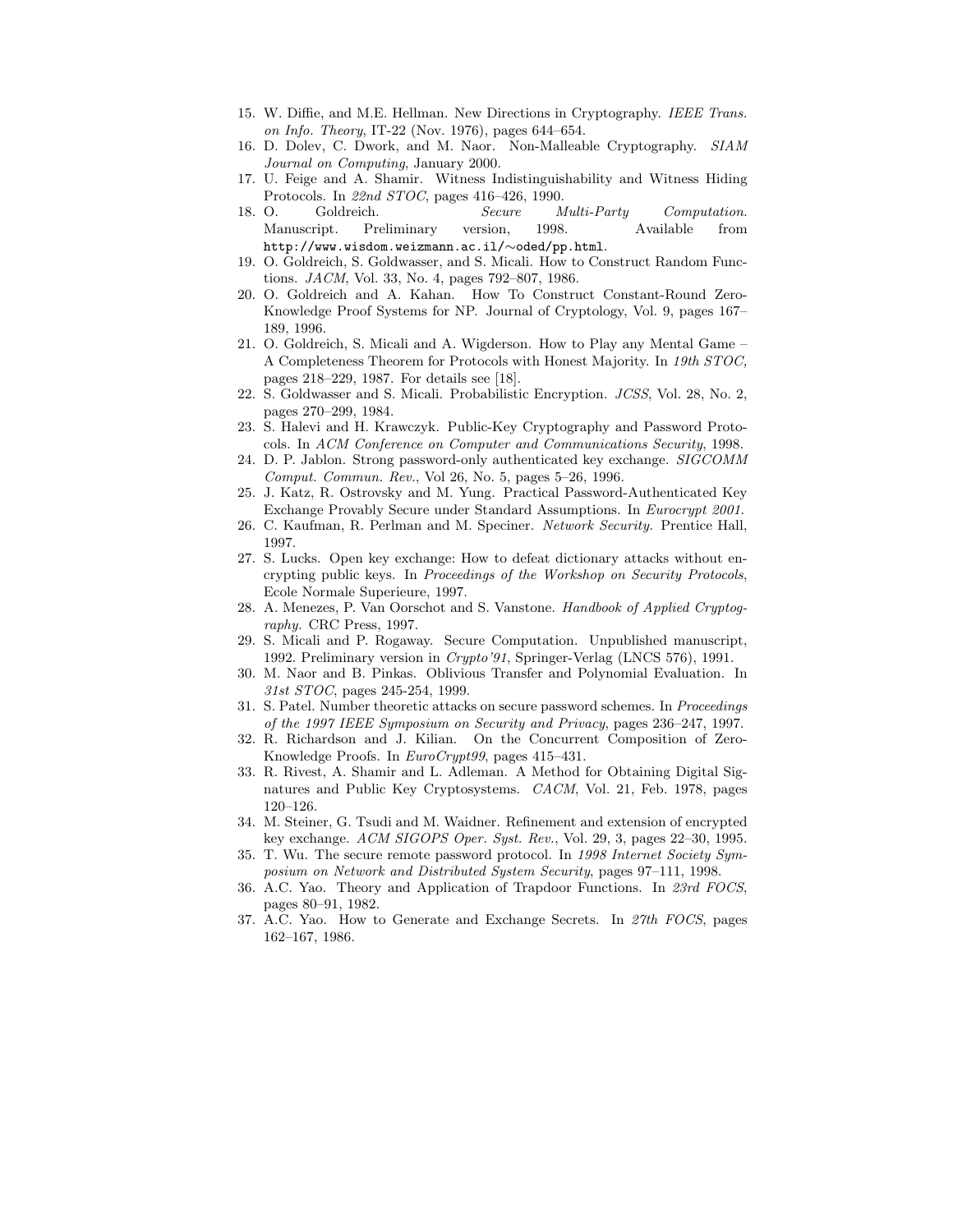15. W. Diffie, and M.E. Hellman. New Directions in Cryptography. *IEEE Trans. on Info. Theory*, IT-22 (Nov. 1976), pages 644–654.
16. D. Dolev, C. Dwork, and M. Naor. Non-Malleable Cryptography. *SIAM Journal on Computing*, January 2000.
17. U. Feige and A. Shamir. Witness Indistinguishability and Witness Hiding Protocols. In *22nd STOC*, pages 416–426, 1990.
18. O. Goldreich. *Secure Multi-Party Computation.* Manuscript. Preliminary version, 1998. Available from `http://www.wisdom.weizmann.ac.il/∼oded/pp.html`.
19. O. Goldreich, S. Goldwasser, and S. Micali. How to Construct Random Functions. *JACM*, Vol. 33, No. 4, pages 792–807, 1986.
20. O. Goldreich and A. Kahan. How To Construct Constant-Round Zero-Knowledge Proof Systems for NP. Journal of Cryptology, Vol. 9, pages 167–189, 1996.
21. O. Goldreich, S. Micali and A. Wigderson. How to Play any Mental Game – A Completeness Theorem for Protocols with Honest Majority. In *19th STOC,* pages 218–229, 1987. For details see [18].
22. S. Goldwasser and S. Micali. Probabilistic Encryption. *JCSS*, Vol. 28, No. 2, pages 270–299, 1984.
23. S. Halevi and H. Krawczyk. Public-Key Cryptography and Password Protocols. In *ACM Conference on Computer and Communications Security*, 1998.
24. D. P. Jablon. Strong password-only authenticated key exchange. *SIGCOMM Comput. Commun. Rev.*, Vol 26, No. 5, pages 5–26, 1996.
25. J. Katz, R. Ostrovsky and M. Yung. Practical Password-Authenticated Key Exchange Provably Secure under Standard Assumptions. In *Eurocrypt 2001.*
26. C. Kaufman, R. Perlman and M. Speciner. *Network Security.* Prentice Hall, 1997.
27. S. Lucks. Open key exchange: How to defeat dictionary attacks without encrypting public keys. In *Proceedings of the Workshop on Security Protocols*, Ecole Normale Superieure, 1997.
28. A. Menezes, P. Van Oorschot and S. Vanstone. *Handbook of Applied Cryptography.* CRC Press, 1997.
29. S. Micali and P. Rogaway. Secure Computation. Unpublished manuscript, 1992. Preliminary version in *Crypto'91*, Springer-Verlag (LNCS 576), 1991.
30. M. Naor and B. Pinkas. Oblivious Transfer and Polynomial Evaluation. In *31st STOC*, pages 245-254, 1999.
31. S. Patel. Number theoretic attacks on secure password schemes. In *Proceedings of the 1997 IEEE Symposium on Security and Privacy*, pages 236–247, 1997.
32. R. Richardson and J. Kilian. On the Concurrent Composition of Zero-Knowledge Proofs. In *EuroCrypt99*, pages 415–431.
33. R. Rivest, A. Shamir and L. Adleman. A Method for Obtaining Digital Signatures and Public Key Cryptosystems. *CACM*, Vol. 21, Feb. 1978, pages 120–126.
34. M. Steiner, G. Tsudi and M. Waidner. Refinement and extension of encrypted key exchange. *ACM SIGOPS Oper. Syst. Rev.*, Vol. 29, 3, pages 22–30, 1995.
35. T. Wu. The secure remote password protocol. In *1998 Internet Society Symposium on Network and Distributed System Security*, pages 97–111, 1998.
36. A.C. Yao. Theory and Application of Trapdoor Functions. In *23rd FOCS*, pages 80–91, 1982.
37. A.C. Yao. How to Generate and Exchange Secrets. In *27th FOCS*, pages 162–167, 1986.